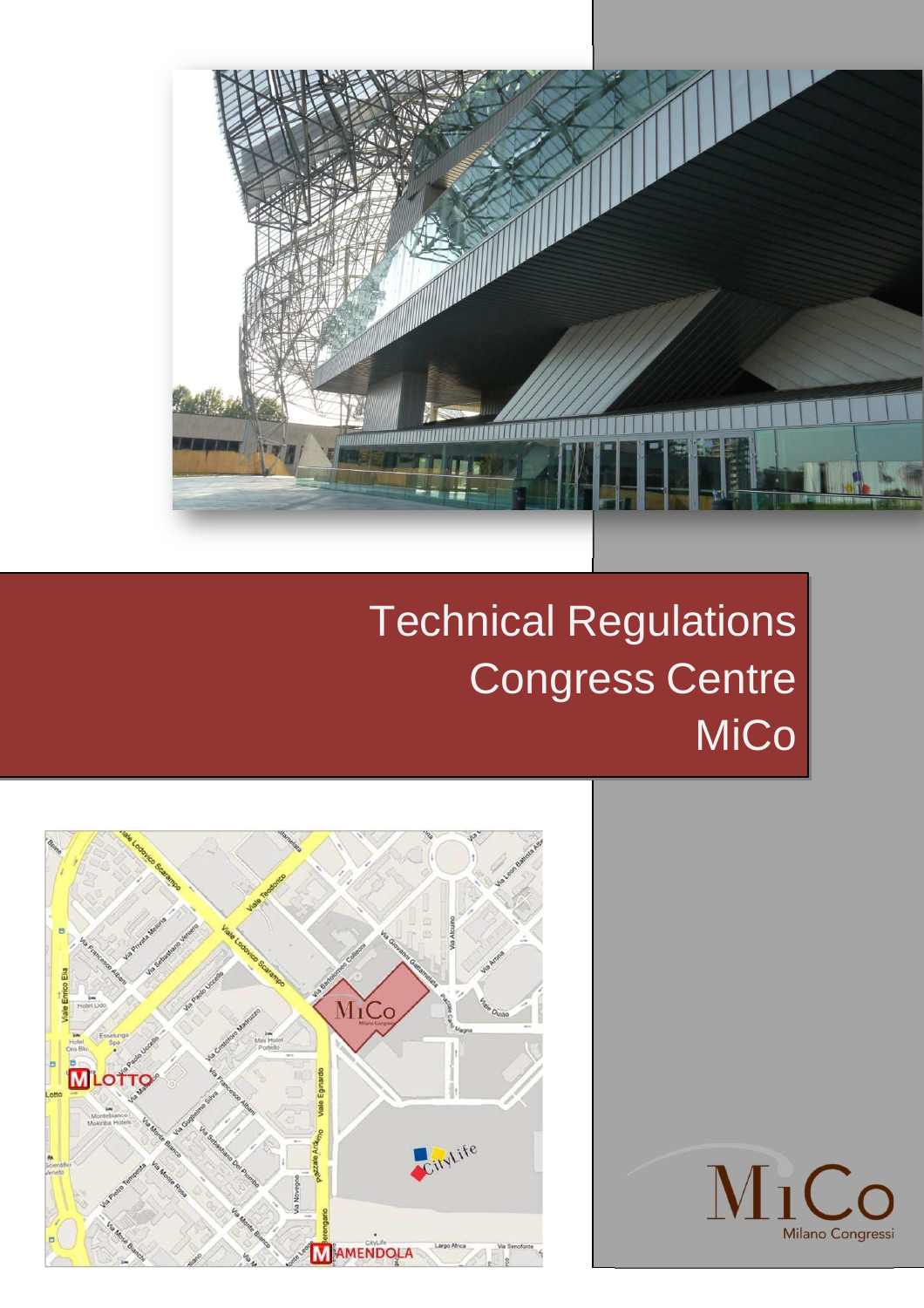# Technical Regulations Congress Centre MiCo

MiCo
Milano Congressi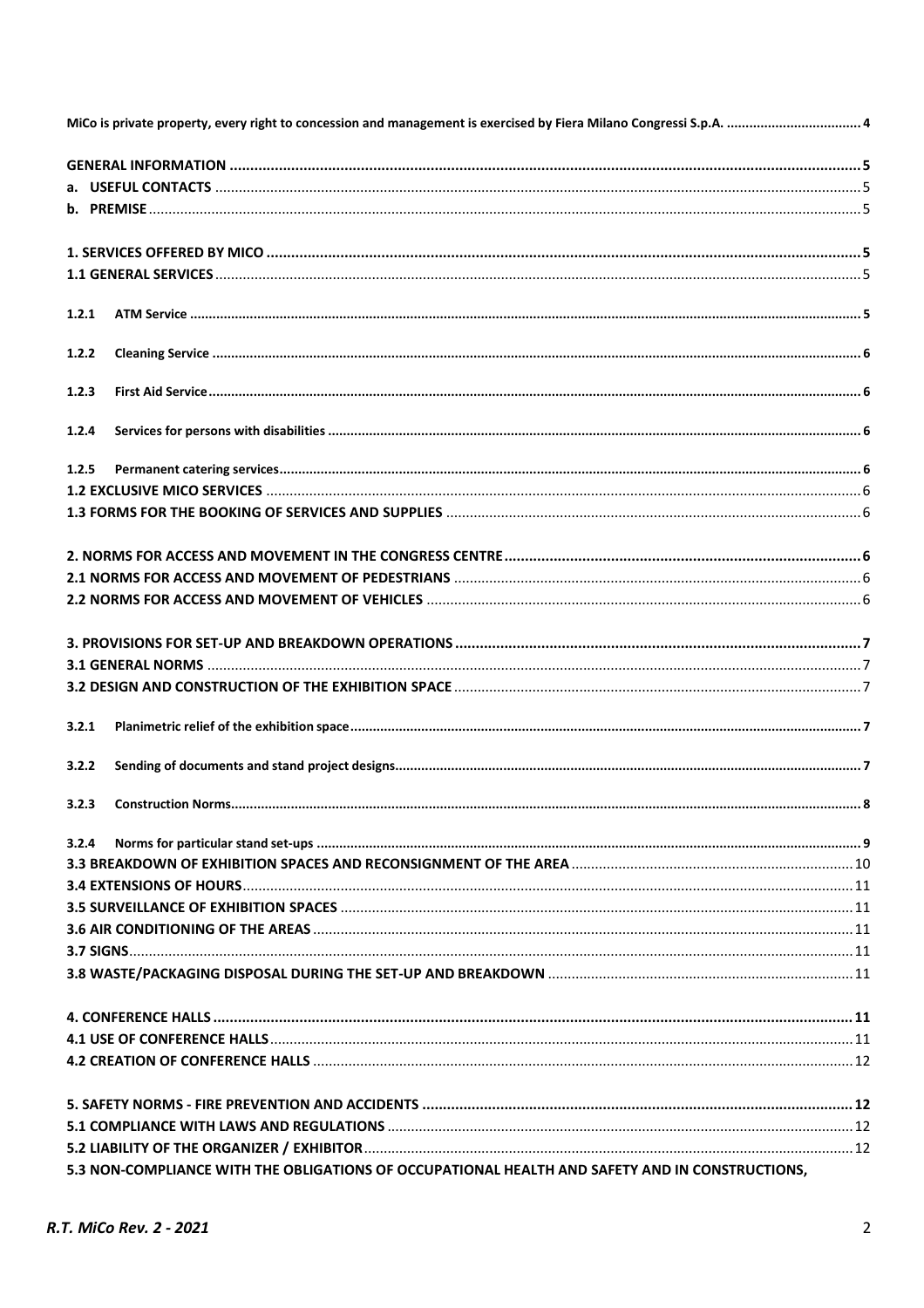MiCo is private property, every right to concession and management is exercised by Fiera Milano Congressi S.p.A. .... 4

**GENERAL INFORMATION** .... 5
**a. USEFUL CONTACTS** .... 5
**b. PREMISE** .... 5

**1. SERVICES OFFERED BY MICO** .... 5
**1.1 GENERAL SERVICES** .... 5

**1.2.1 ATM Service** .... 5

**1.2.2 Cleaning Service** .... 6

**1.2.3 First Aid Service** .... 6

**1.2.4 Services for persons with disabilities** .... 6

**1.2.5 Permanent catering services** .... 6
**1.2 EXCLUSIVE MICO SERVICES** .... 6
**1.3 FORMS FOR THE BOOKING OF SERVICES AND SUPPLIES** .... 6

**2. NORMS FOR ACCESS AND MOVEMENT IN THE CONGRESS CENTRE** .... 6
**2.1 NORMS FOR ACCESS AND MOVEMENT OF PEDESTRIANS** .... 6
**2.2 NORMS FOR ACCESS AND MOVEMENT OF VEHICLES** .... 6

**3. PROVISIONS FOR SET-UP AND BREAKDOWN OPERATIONS** .... 7
**3.1 GENERAL NORMS** .... 7
**3.2 DESIGN AND CONSTRUCTION OF THE EXHIBITION SPACE** .... 7

**3.2.1 Planimetric relief of the exhibition space** .... 7

**3.2.2 Sending of documents and stand project designs** .... 7

**3.2.3 Construction Norms** .... 8

**3.2.4 Norms for particular stand set-ups** .... 9
**3.3 BREAKDOWN OF EXHIBITION SPACES AND RECONSIGNMENT OF THE AREA** .... 10
**3.4 EXTENSIONS OF HOURS** .... 11
**3.5 SURVEILLANCE OF EXHIBITION SPACES** .... 11
**3.6 AIR CONDITIONING OF THE AREAS** .... 11
**3.7 SIGNS** .... 11
**3.8 WASTE/PACKAGING DISPOSAL DURING THE SET-UP AND BREAKDOWN** .... 11

**4. CONFERENCE HALLS** .... 11
**4.1 USE OF CONFERENCE HALLS** .... 11
**4.2 CREATION OF CONFERENCE HALLS** .... 12

**5. SAFETY NORMS - FIRE PREVENTION AND ACCIDENTS** .... 12
**5.1 COMPLIANCE WITH LAWS AND REGULATIONS** .... 12
**5.2 LIABILITY OF THE ORGANIZER / EXHIBITOR** .... 12
**5.3 NON-COMPLIANCE WITH THE OBLIGATIONS OF OCCUPATIONAL HEALTH AND SAFETY AND IN CONSTRUCTIONS,**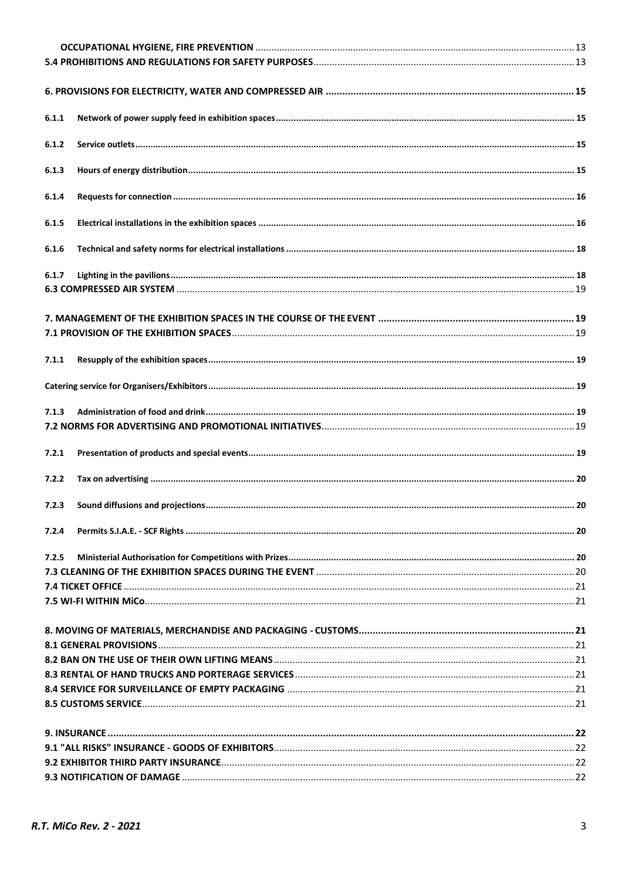**OCCUPATIONAL HYGIENE, FIRE PREVENTION** ........ 13

**5.4 PROHIBITIONS AND REGULATIONS FOR SAFETY PURPOSES** ........ 13

**6. PROVISIONS FOR ELECTRICITY, WATER AND COMPRESSED AIR** ........ 15

**6.1.1 Network of power supply feed in exhibition spaces** ........ 15

**6.1.2 Service outlets** ........ 15

**6.1.3 Hours of energy distribution** ........ 15

**6.1.4 Requests for connection** ........ 16

**6.1.5 Electrical installations in the exhibition spaces** ........ 16

**6.1.6 Technical and safety norms for electrical installations** ........ 18

**6.1.7 Lighting in the pavilions** ........ 18

**6.3 COMPRESSED AIR SYSTEM** ........ 19

**7. MANAGEMENT OF THE EXHIBITION SPACES IN THE COURSE OF THE EVENT** ........ 19

**7.1 PROVISION OF THE EXHIBITION SPACES** ........ 19

**7.1.1 Resupply of the exhibition spaces** ........ 19

**Catering service for Organisers/Exhibitors** ........ 19

**7.1.3 Administration of food and drink** ........ 19

**7.2 NORMS FOR ADVERTISING AND PROMOTIONAL INITIATIVES** ........ 19

**7.2.1 Presentation of products and special events** ........ 19

**7.2.2 Tax on advertising** ........ 20

**7.2.3 Sound diffusions and projections** ........ 20

**7.2.4 Permits S.I.A.E. - SCF Rights** ........ 20

**7.2.5 Ministerial Authorisation for Competitions with Prizes** ........ 20

**7.3 CLEANING OF THE EXHIBITION SPACES DURING THE EVENT** ........ 20

**7.4 TICKET OFFICE** ........ 21

**7.5 WI-FI WITHIN MiCo** ........ 21

**8. MOVING OF MATERIALS, MERCHANDISE AND PACKAGING - CUSTOMS** ........ 21

**8.1 GENERAL PROVISIONS** ........ 21

**8.2 BAN ON THE USE OF THEIR OWN LIFTING MEANS** ........ 21

**8.3 RENTAL OF HAND TRUCKS AND PORTERAGE SERVICES** ........ 21

**8.4 SERVICE FOR SURVEILLANCE OF EMPTY PACKAGING** ........ 21

**8.5 CUSTOMS SERVICE** ........ 21

**9. INSURANCE** ........ 22

**9.1 "ALL RISKS" INSURANCE - GOODS OF EXHIBITORS** ........ 22

**9.2 EXHIBITOR THIRD PARTY INSURANCE** ........ 22

**9.3 NOTIFICATION OF DAMAGE** ........ 22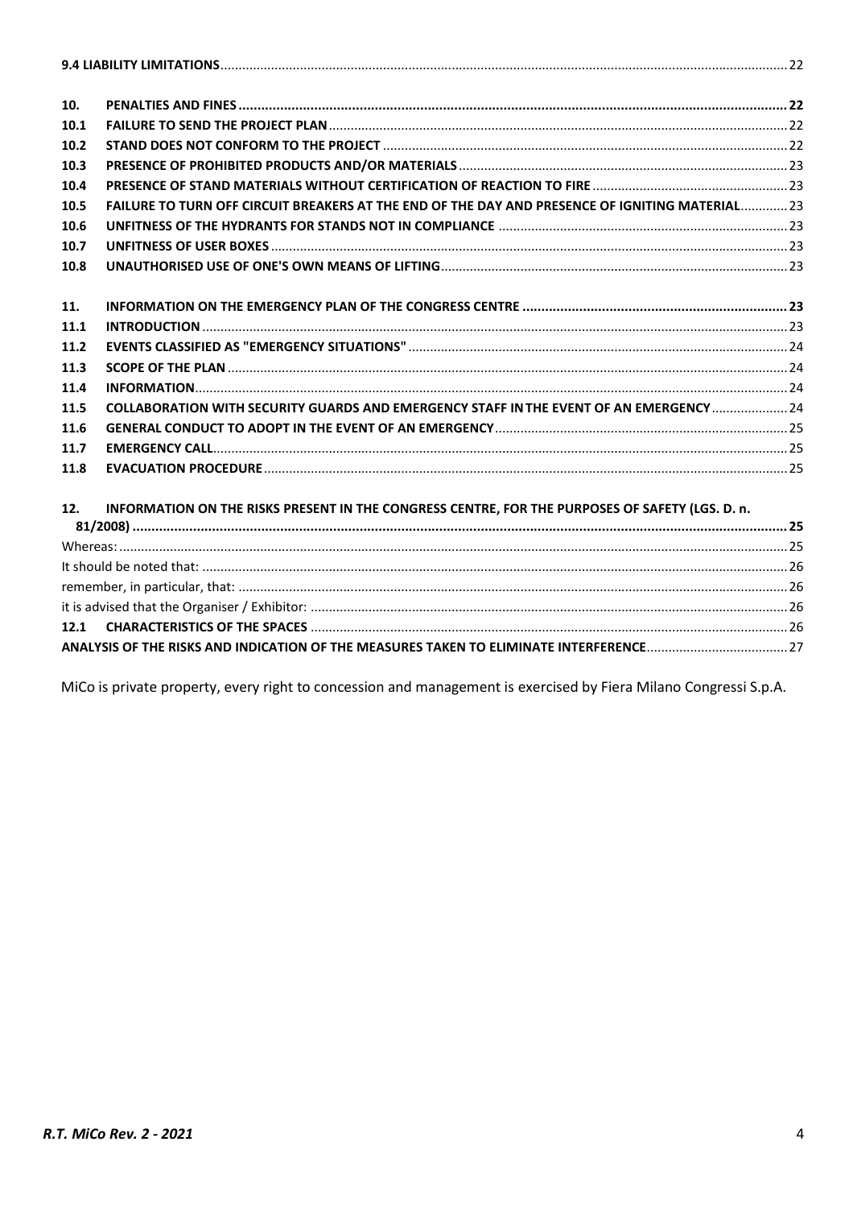**9.4 LIABILITY LIMITATIONS** ... 22

**10. PENALTIES AND FINES** ... 22

**10.1 FAILURE TO SEND THE PROJECT PLAN** ... 22

**10.2 STAND DOES NOT CONFORM TO THE PROJECT** ... 22

**10.3 PRESENCE OF PROHIBITED PRODUCTS AND/OR MATERIALS** ... 23

**10.4 PRESENCE OF STAND MATERIALS WITHOUT CERTIFICATION OF REACTION TO FIRE** ... 23

**10.5 FAILURE TO TURN OFF CIRCUIT BREAKERS AT THE END OF THE DAY AND PRESENCE OF IGNITING MATERIAL** ... 23

**10.6 UNFITNESS OF THE HYDRANTS FOR STANDS NOT IN COMPLIANCE** ... 23

**10.7 UNFITNESS OF USER BOXES** ... 23

**10.8 UNAUTHORISED USE OF ONE'S OWN MEANS OF LIFTING** ... 23

**11. INFORMATION ON THE EMERGENCY PLAN OF THE CONGRESS CENTRE** ... 23

**11.1 INTRODUCTION** ... 23

**11.2 EVENTS CLASSIFIED AS "EMERGENCY SITUATIONS"** ... 24

**11.3 SCOPE OF THE PLAN** ... 24

**11.4 INFORMATION** ... 24

**11.5 COLLABORATION WITH SECURITY GUARDS AND EMERGENCY STAFF IN THE EVENT OF AN EMERGENCY** ... 24

**11.6 GENERAL CONDUCT TO ADOPT IN THE EVENT OF AN EMERGENCY** ... 25

**11.7 EMERGENCY CALL** ... 25

**11.8 EVACUATION PROCEDURE** ... 25

**12. INFORMATION ON THE RISKS PRESENT IN THE CONGRESS CENTRE, FOR THE PURPOSES OF SAFETY (LGS. D. n. 81/2008)** ... 25

Whereas: ... 25

It should be noted that: ... 26

remember, in particular, that: ... 26

it is advised that the Organiser / Exhibitor: ... 26

**12.1 CHARACTERISTICS OF THE SPACES** ... 26

**ANALYSIS OF THE RISKS AND INDICATION OF THE MEASURES TAKEN TO ELIMINATE INTERFERENCE** ... 27

MiCo is private property, every right to concession and management is exercised by Fiera Milano Congressi S.p.A.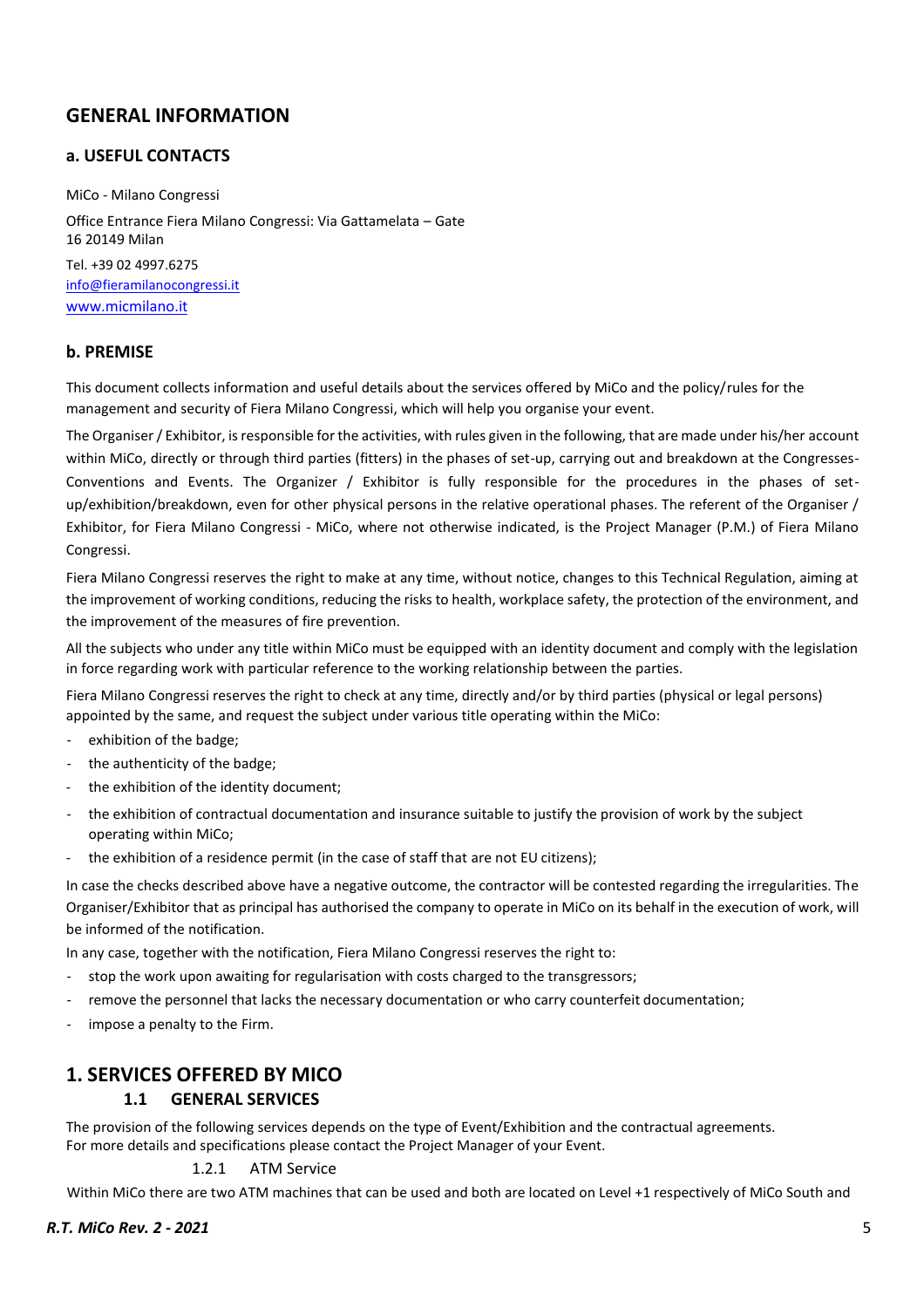# GENERAL INFORMATION

## a. USEFUL CONTACTS

MiCo - Milano Congressi

Office Entrance Fiera Milano Congressi: Via Gattamelata – Gate 16 20149 Milan

Tel. +39 02 4997.6275
info@fieramilanocongressi.it
www.micmilano.it

## b. PREMISE

This document collects information and useful details about the services offered by MiCo and the policy/rules for the management and security of Fiera Milano Congressi, which will help you organise your event.

The Organiser / Exhibitor, is responsible for the activities, with rules given in the following, that are made under his/her account within MiCo, directly or through third parties (fitters) in the phases of set-up, carrying out and breakdown at the Congresses-Conventions and Events. The Organizer / Exhibitor is fully responsible for the procedures in the phases of set-up/exhibition/breakdown, even for other physical persons in the relative operational phases. The referent of the Organiser / Exhibitor, for Fiera Milano Congressi - MiCo, where not otherwise indicated, is the Project Manager (P.M.) of Fiera Milano Congressi.

Fiera Milano Congressi reserves the right to make at any time, without notice, changes to this Technical Regulation, aiming at the improvement of working conditions, reducing the risks to health, workplace safety, the protection of the environment, and the improvement of the measures of fire prevention.

All the subjects who under any title within MiCo must be equipped with an identity document and comply with the legislation in force regarding work with particular reference to the working relationship between the parties.

Fiera Milano Congressi reserves the right to check at any time, directly and/or by third parties (physical or legal persons) appointed by the same, and request the subject under various title operating within the MiCo:

- exhibition of the badge;
- the authenticity of the badge;
- the exhibition of the identity document;
- the exhibition of contractual documentation and insurance suitable to justify the provision of work by the subject operating within MiCo;
- the exhibition of a residence permit (in the case of staff that are not EU citizens);

In case the checks described above have a negative outcome, the contractor will be contested regarding the irregularities. The Organiser/Exhibitor that as principal has authorised the company to operate in MiCo on its behalf in the execution of work, will be informed of the notification.

In any case, together with the notification, Fiera Milano Congressi reserves the right to:

- stop the work upon awaiting for regularisation with costs charged to the transgressors;
- remove the personnel that lacks the necessary documentation or who carry counterfeit documentation;
- impose a penalty to the Firm.

# 1. SERVICES OFFERED BY MICO

## 1.1 GENERAL SERVICES

The provision of the following services depends on the type of Event/Exhibition and the contractual agreements.
For more details and specifications please contact the Project Manager of your Event.

### 1.2.1 ATM Service

Within MiCo there are two ATM machines that can be used and both are located on Level +1 respectively of MiCo South and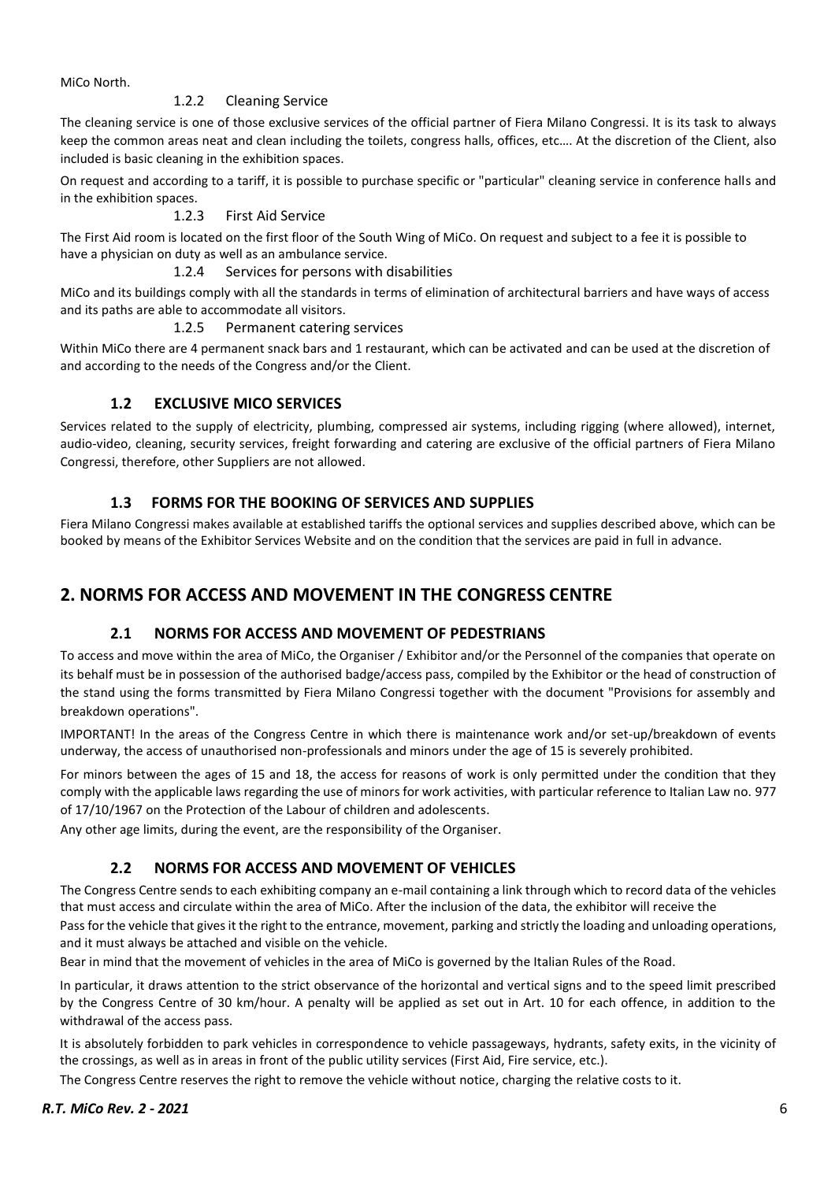MiCo North.

#### 1.2.2 Cleaning Service

The cleaning service is one of those exclusive services of the official partner of Fiera Milano Congressi. It is its task to always keep the common areas neat and clean including the toilets, congress halls, offices, etc…. At the discretion of the Client, also included is basic cleaning in the exhibition spaces.

On request and according to a tariff, it is possible to purchase specific or "particular" cleaning service in conference halls and in the exhibition spaces.

#### 1.2.3 First Aid Service

The First Aid room is located on the first floor of the South Wing of MiCo. On request and subject to a fee it is possible to have a physician on duty as well as an ambulance service.

#### 1.2.4 Services for persons with disabilities

MiCo and its buildings comply with all the standards in terms of elimination of architectural barriers and have ways of access and its paths are able to accommodate all visitors.

#### 1.2.5 Permanent catering services

Within MiCo there are 4 permanent snack bars and 1 restaurant, which can be activated and can be used at the discretion of and according to the needs of the Congress and/or the Client.

### 1.2 EXCLUSIVE MICO SERVICES

Services related to the supply of electricity, plumbing, compressed air systems, including rigging (where allowed), internet, audio-video, cleaning, security services, freight forwarding and catering are exclusive of the official partners of Fiera Milano Congressi, therefore, other Suppliers are not allowed.

### 1.3 FORMS FOR THE BOOKING OF SERVICES AND SUPPLIES

Fiera Milano Congressi makes available at established tariffs the optional services and supplies described above, which can be booked by means of the Exhibitor Services Website and on the condition that the services are paid in full in advance.

## 2. NORMS FOR ACCESS AND MOVEMENT IN THE CONGRESS CENTRE

### 2.1 NORMS FOR ACCESS AND MOVEMENT OF PEDESTRIANS

To access and move within the area of MiCo, the Organiser / Exhibitor and/or the Personnel of the companies that operate on its behalf must be in possession of the authorised badge/access pass, compiled by the Exhibitor or the head of construction of the stand using the forms transmitted by Fiera Milano Congressi together with the document "Provisions for assembly and breakdown operations".

IMPORTANT! In the areas of the Congress Centre in which there is maintenance work and/or set-up/breakdown of events underway, the access of unauthorised non-professionals and minors under the age of 15 is severely prohibited.

For minors between the ages of 15 and 18, the access for reasons of work is only permitted under the condition that they comply with the applicable laws regarding the use of minors for work activities, with particular reference to Italian Law no. 977 of 17/10/1967 on the Protection of the Labour of children and adolescents.

Any other age limits, during the event, are the responsibility of the Organiser.

### 2.2 NORMS FOR ACCESS AND MOVEMENT OF VEHICLES

The Congress Centre sends to each exhibiting company an e-mail containing a link through which to record data of the vehicles that must access and circulate within the area of MiCo. After the inclusion of the data, the exhibitor will receive the Pass for the vehicle that gives it the right to the entrance, movement, parking and strictly the loading and unloading operations, and it must always be attached and visible on the vehicle.

Bear in mind that the movement of vehicles in the area of MiCo is governed by the Italian Rules of the Road.

In particular, it draws attention to the strict observance of the horizontal and vertical signs and to the speed limit prescribed by the Congress Centre of 30 km/hour. A penalty will be applied as set out in Art. 10 for each offence, in addition to the withdrawal of the access pass.

It is absolutely forbidden to park vehicles in correspondence to vehicle passageways, hydrants, safety exits, in the vicinity of the crossings, as well as in areas in front of the public utility services (First Aid, Fire service, etc.).

The Congress Centre reserves the right to remove the vehicle without notice, charging the relative costs to it.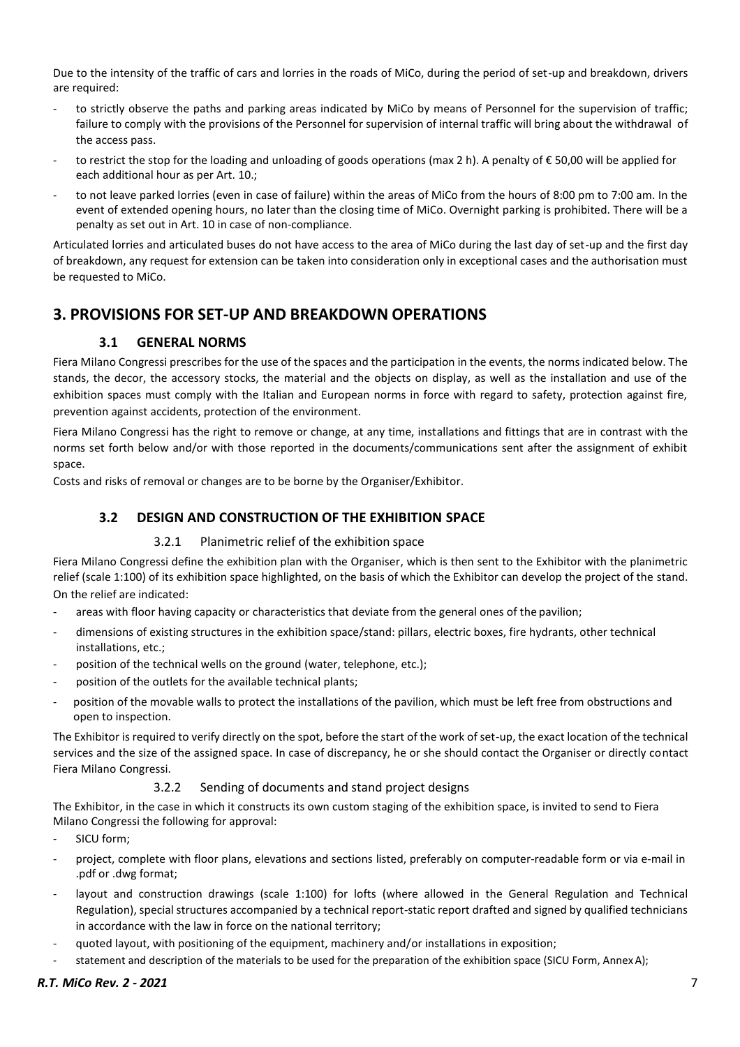Due to the intensity of the traffic of cars and lorries in the roads of MiCo, during the period of set-up and breakdown, drivers are required:

- to strictly observe the paths and parking areas indicated by MiCo by means of Personnel for the supervision of traffic; failure to comply with the provisions of the Personnel for supervision of internal traffic will bring about the withdrawal of the access pass.
- to restrict the stop for the loading and unloading of goods operations (max 2 h). A penalty of € 50,00 will be applied for each additional hour as per Art. 10.;
- to not leave parked lorries (even in case of failure) within the areas of MiCo from the hours of 8:00 pm to 7:00 am. In the event of extended opening hours, no later than the closing time of MiCo. Overnight parking is prohibited. There will be a penalty as set out in Art. 10 in case of non-compliance.

Articulated lorries and articulated buses do not have access to the area of MiCo during the last day of set-up and the first day of breakdown, any request for extension can be taken into consideration only in exceptional cases and the authorisation must be requested to MiCo.

# 3. PROVISIONS FOR SET-UP AND BREAKDOWN OPERATIONS

## 3.1 GENERAL NORMS

Fiera Milano Congressi prescribes for the use of the spaces and the participation in the events, the norms indicated below. The stands, the decor, the accessory stocks, the material and the objects on display, as well as the installation and use of the exhibition spaces must comply with the Italian and European norms in force with regard to safety, protection against fire, prevention against accidents, protection of the environment.

Fiera Milano Congressi has the right to remove or change, at any time, installations and fittings that are in contrast with the norms set forth below and/or with those reported in the documents/communications sent after the assignment of exhibit space.

Costs and risks of removal or changes are to be borne by the Organiser/Exhibitor.

## 3.2 DESIGN AND CONSTRUCTION OF THE EXHIBITION SPACE

### 3.2.1 Planimetric relief of the exhibition space

Fiera Milano Congressi define the exhibition plan with the Organiser, which is then sent to the Exhibitor with the planimetric relief (scale 1:100) of its exhibition space highlighted, on the basis of which the Exhibitor can develop the project of the stand. On the relief are indicated:

- areas with floor having capacity or characteristics that deviate from the general ones of the pavilion;
- dimensions of existing structures in the exhibition space/stand: pillars, electric boxes, fire hydrants, other technical installations, etc.;
- position of the technical wells on the ground (water, telephone, etc.);
- position of the outlets for the available technical plants;
- position of the movable walls to protect the installations of the pavilion, which must be left free from obstructions and open to inspection.

The Exhibitor is required to verify directly on the spot, before the start of the work of set-up, the exact location of the technical services and the size of the assigned space. In case of discrepancy, he or she should contact the Organiser or directly contact Fiera Milano Congressi.

### 3.2.2 Sending of documents and stand project designs

The Exhibitor, in the case in which it constructs its own custom staging of the exhibition space, is invited to send to Fiera Milano Congressi the following for approval:

- SICU form;
- project, complete with floor plans, elevations and sections listed, preferably on computer-readable form or via e-mail in .pdf or .dwg format;
- layout and construction drawings (scale 1:100) for lofts (where allowed in the General Regulation and Technical Regulation), special structures accompanied by a technical report-static report drafted and signed by qualified technicians in accordance with the law in force on the national territory;
- quoted layout, with positioning of the equipment, machinery and/or installations in exposition;
- statement and description of the materials to be used for the preparation of the exhibition space (SICU Form, Annex A);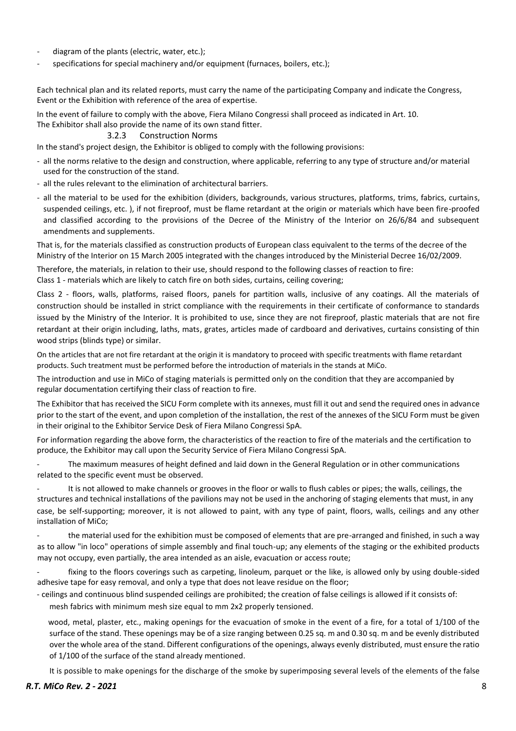- diagram of the plants (electric, water, etc.);
- specifications for special machinery and/or equipment (furnaces, boilers, etc.);

Each technical plan and its related reports, must carry the name of the participating Company and indicate the Congress, Event or the Exhibition with reference of the area of expertise.

In the event of failure to comply with the above, Fiera Milano Congressi shall proceed as indicated in Art. 10.
The Exhibitor shall also provide the name of its own stand fitter.

#### 3.2.3 Construction Norms

In the stand's project design, the Exhibitor is obliged to comply with the following provisions:

- all the norms relative to the design and construction, where applicable, referring to any type of structure and/or material used for the construction of the stand.
- all the rules relevant to the elimination of architectural barriers.
- all the material to be used for the exhibition (dividers, backgrounds, various structures, platforms, trims, fabrics, curtains, suspended ceilings, etc. ), if not fireproof, must be flame retardant at the origin or materials which have been fire-proofed and classified according to the provisions of the Decree of the Ministry of the Interior on 26/6/84 and subsequent amendments and supplements.

That is, for the materials classified as construction products of European class equivalent to the terms of the decree of the Ministry of the Interior on 15 March 2005 integrated with the changes introduced by the Ministerial Decree 16/02/2009.

Therefore, the materials, in relation to their use, should respond to the following classes of reaction to fire:
Class 1 - materials which are likely to catch fire on both sides, curtains, ceiling covering;

Class 2 - floors, walls, platforms, raised floors, panels for partition walls, inclusive of any coatings. All the materials of construction should be installed in strict compliance with the requirements in their certificate of conformance to standards issued by the Ministry of the Interior. It is prohibited to use, since they are not fireproof, plastic materials that are not fire retardant at their origin including, laths, mats, grates, articles made of cardboard and derivatives, curtains consisting of thin wood strips (blinds type) or similar.

On the articles that are not fire retardant at the origin it is mandatory to proceed with specific treatments with flame retardant products. Such treatment must be performed before the introduction of materials in the stands at MiCo.

The introduction and use in MiCo of staging materials is permitted only on the condition that they are accompanied by regular documentation certifying their class of reaction to fire.

The Exhibitor that has received the SICU Form complete with its annexes, must fill it out and send the required ones in advance prior to the start of the event, and upon completion of the installation, the rest of the annexes of the SICU Form must be given in their original to the Exhibitor Service Desk of Fiera Milano Congressi SpA.

For information regarding the above form, the characteristics of the reaction to fire of the materials and the certification to produce, the Exhibitor may call upon the Security Service of Fiera Milano Congressi SpA.

- The maximum measures of height defined and laid down in the General Regulation or in other communications related to the specific event must be observed.
- It is not allowed to make channels or grooves in the floor or walls to flush cables or pipes; the walls, ceilings, the structures and technical installations of the pavilions may not be used in the anchoring of staging elements that must, in any case, be self-supporting; moreover, it is not allowed to paint, with any type of paint, floors, walls, ceilings and any other installation of MiCo;
- the material used for the exhibition must be composed of elements that are pre-arranged and finished, in such a way as to allow "in loco" operations of simple assembly and final touch-up; any elements of the staging or the exhibited products may not occupy, even partially, the area intended as an aisle, evacuation or access route;
- fixing to the floors coverings such as carpeting, linoleum, parquet or the like, is allowed only by using double-sided adhesive tape for easy removal, and only a type that does not leave residue on the floor;
- ceilings and continuous blind suspended ceilings are prohibited; the creation of false ceilings is allowed if it consists of:

  mesh fabrics with minimum mesh size equal to mm 2x2 properly tensioned.

  wood, metal, plaster, etc., making openings for the evacuation of smoke in the event of a fire, for a total of 1/100 of the surface of the stand. These openings may be of a size ranging between 0.25 sq. m and 0.30 sq. m and be evenly distributed over the whole area of the stand. Different configurations of the openings, always evenly distributed, must ensure the ratio of 1/100 of the surface of the stand already mentioned.

  It is possible to make openings for the discharge of the smoke by superimposing several levels of the elements of the false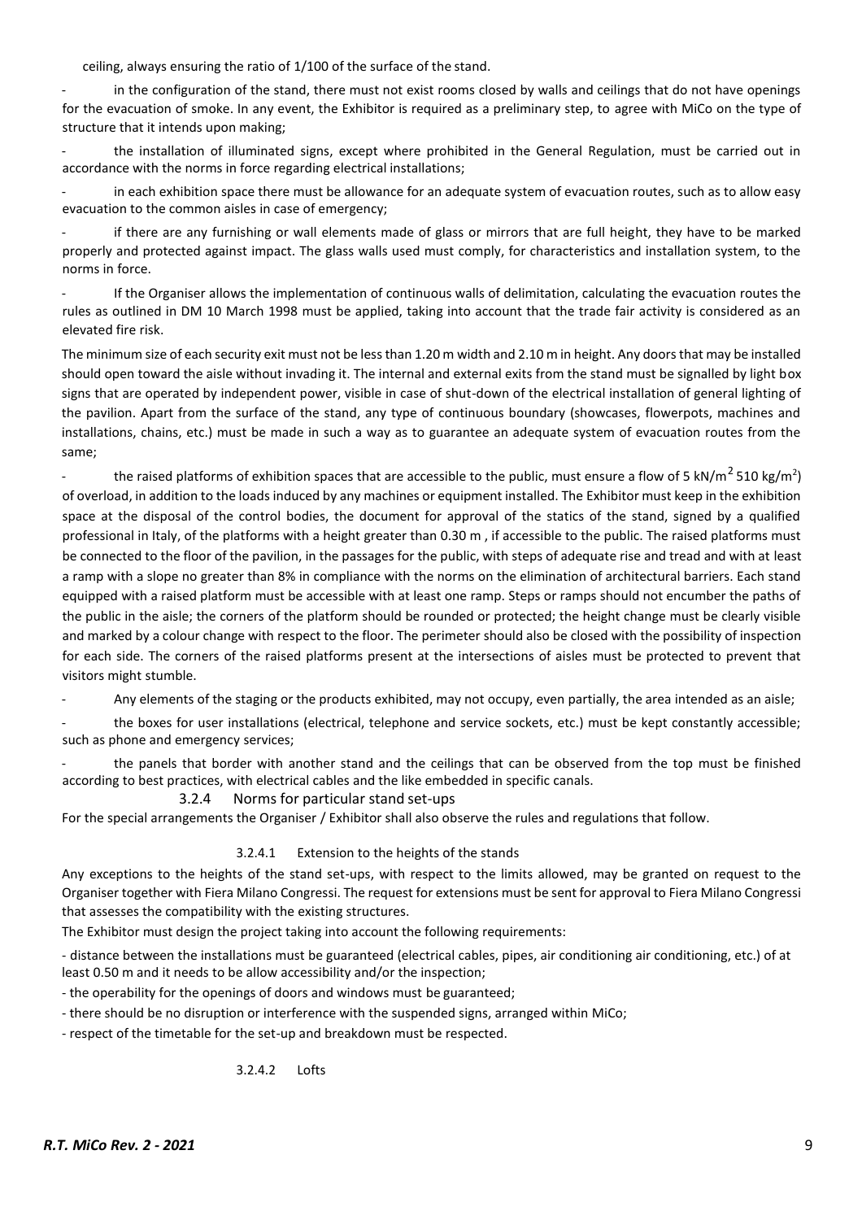ceiling, always ensuring the ratio of 1/100 of the surface of the stand.

- in the configuration of the stand, there must not exist rooms closed by walls and ceilings that do not have openings for the evacuation of smoke. In any event, the Exhibitor is required as a preliminary step, to agree with MiCo on the type of structure that it intends upon making;
- the installation of illuminated signs, except where prohibited in the General Regulation, must be carried out in accordance with the norms in force regarding electrical installations;
- in each exhibition space there must be allowance for an adequate system of evacuation routes, such as to allow easy evacuation to the common aisles in case of emergency;
- if there are any furnishing or wall elements made of glass or mirrors that are full height, they have to be marked properly and protected against impact. The glass walls used must comply, for characteristics and installation system, to the norms in force.
- If the Organiser allows the implementation of continuous walls of delimitation, calculating the evacuation routes the rules as outlined in DM 10 March 1998 must be applied, taking into account that the trade fair activity is considered as an elevated fire risk.

The minimum size of each security exit must not be less than 1.20 m width and 2.10 m in height. Any doors that may be installed should open toward the aisle without invading it. The internal and external exits from the stand must be signalled by light box signs that are operated by independent power, visible in case of shut-down of the electrical installation of general lighting of the pavilion. Apart from the surface of the stand, any type of continuous boundary (showcases, flowerpots, machines and installations, chains, etc.) must be made in such a way as to guarantee an adequate system of evacuation routes from the same;

- the raised platforms of exhibition spaces that are accessible to the public, must ensure a flow of 5 $kN/m^2$ 510 $kg/m^2$) of overload, in addition to the loads induced by any machines or equipment installed. The Exhibitor must keep in the exhibition space at the disposal of the control bodies, the document for approval of the statics of the stand, signed by a qualified professional in Italy, of the platforms with a height greater than 0.30 m , if accessible to the public. The raised platforms must be connected to the floor of the pavilion, in the passages for the public, with steps of adequate rise and tread and with at least a ramp with a slope no greater than 8% in compliance with the norms on the elimination of architectural barriers. Each stand equipped with a raised platform must be accessible with at least one ramp. Steps or ramps should not encumber the paths of the public in the aisle; the corners of the platform should be rounded or protected; the height change must be clearly visible and marked by a colour change with respect to the floor. The perimeter should also be closed with the possibility of inspection for each side. The corners of the raised platforms present at the intersections of aisles must be protected to prevent that visitors might stumble.
- Any elements of the staging or the products exhibited, may not occupy, even partially, the area intended as an aisle;
- the boxes for user installations (electrical, telephone and service sockets, etc.) must be kept constantly accessible; such as phone and emergency services;
- the panels that border with another stand and the ceilings that can be observed from the top must be finished according to best practices, with electrical cables and the like embedded in specific canals.

### 3.2.4 Norms for particular stand set-ups

For the special arrangements the Organiser / Exhibitor shall also observe the rules and regulations that follow.

#### 3.2.4.1 Extension to the heights of the stands

Any exceptions to the heights of the stand set-ups, with respect to the limits allowed, may be granted on request to the Organiser together with Fiera Milano Congressi. The request for extensions must be sent for approval to Fiera Milano Congressi that assesses the compatibility with the existing structures.

The Exhibitor must design the project taking into account the following requirements:

- distance between the installations must be guaranteed (electrical cables, pipes, air conditioning air conditioning, etc.) of at least 0.50 m and it needs to be allow accessibility and/or the inspection;
- the operability for the openings of doors and windows must be guaranteed;
- there should be no disruption or interference with the suspended signs, arranged within MiCo;
- respect of the timetable for the set-up and breakdown must be respected.

#### 3.2.4.2 Lofts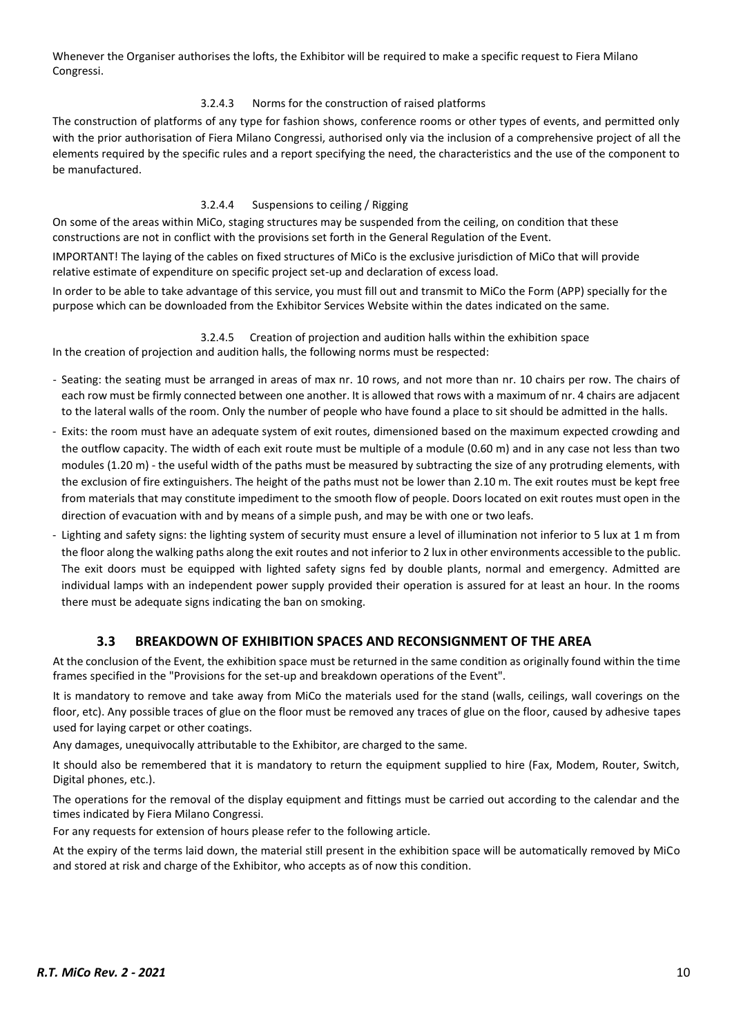Whenever the Organiser authorises the lofts, the Exhibitor will be required to make a specific request to Fiera Milano Congressi.

#### 3.2.4.3 Norms for the construction of raised platforms

The construction of platforms of any type for fashion shows, conference rooms or other types of events, and permitted only with the prior authorisation of Fiera Milano Congressi, authorised only via the inclusion of a comprehensive project of all the elements required by the specific rules and a report specifying the need, the characteristics and the use of the component to be manufactured.

#### 3.2.4.4 Suspensions to ceiling / Rigging

On some of the areas within MiCo, staging structures may be suspended from the ceiling, on condition that these constructions are not in conflict with the provisions set forth in the General Regulation of the Event.

IMPORTANT! The laying of the cables on fixed structures of MiCo is the exclusive jurisdiction of MiCo that will provide relative estimate of expenditure on specific project set-up and declaration of excess load.

In order to be able to take advantage of this service, you must fill out and transmit to MiCo the Form (APP) specially for the purpose which can be downloaded from the Exhibitor Services Website within the dates indicated on the same.

#### 3.2.4.5 Creation of projection and audition halls within the exhibition space

In the creation of projection and audition halls, the following norms must be respected:

- Seating: the seating must be arranged in areas of max nr. 10 rows, and not more than nr. 10 chairs per row. The chairs of each row must be firmly connected between one another. It is allowed that rows with a maximum of nr. 4 chairs are adjacent to the lateral walls of the room. Only the number of people who have found a place to sit should be admitted in the halls.
- Exits: the room must have an adequate system of exit routes, dimensioned based on the maximum expected crowding and the outflow capacity. The width of each exit route must be multiple of a module (0.60 m) and in any case not less than two modules (1.20 m) - the useful width of the paths must be measured by subtracting the size of any protruding elements, with the exclusion of fire extinguishers. The height of the paths must not be lower than 2.10 m. The exit routes must be kept free from materials that may constitute impediment to the smooth flow of people. Doors located on exit routes must open in the direction of evacuation with and by means of a simple push, and may be with one or two leafs.
- Lighting and safety signs: the lighting system of security must ensure a level of illumination not inferior to 5 lux at 1 m from the floor along the walking paths along the exit routes and not inferior to 2 lux in other environments accessible to the public. The exit doors must be equipped with lighted safety signs fed by double plants, normal and emergency. Admitted are individual lamps with an independent power supply provided their operation is assured for at least an hour. In the rooms there must be adequate signs indicating the ban on smoking.

## 3.3 BREAKDOWN OF EXHIBITION SPACES AND RECONSIGNMENT OF THE AREA

At the conclusion of the Event, the exhibition space must be returned in the same condition as originally found within the time frames specified in the "Provisions for the set-up and breakdown operations of the Event".

It is mandatory to remove and take away from MiCo the materials used for the stand (walls, ceilings, wall coverings on the floor, etc). Any possible traces of glue on the floor must be removed any traces of glue on the floor, caused by adhesive tapes used for laying carpet or other coatings.

Any damages, unequivocally attributable to the Exhibitor, are charged to the same.

It should also be remembered that it is mandatory to return the equipment supplied to hire (Fax, Modem, Router, Switch, Digital phones, etc.).

The operations for the removal of the display equipment and fittings must be carried out according to the calendar and the times indicated by Fiera Milano Congressi.

For any requests for extension of hours please refer to the following article.

At the expiry of the terms laid down, the material still present in the exhibition space will be automatically removed by MiCo and stored at risk and charge of the Exhibitor, who accepts as of now this condition.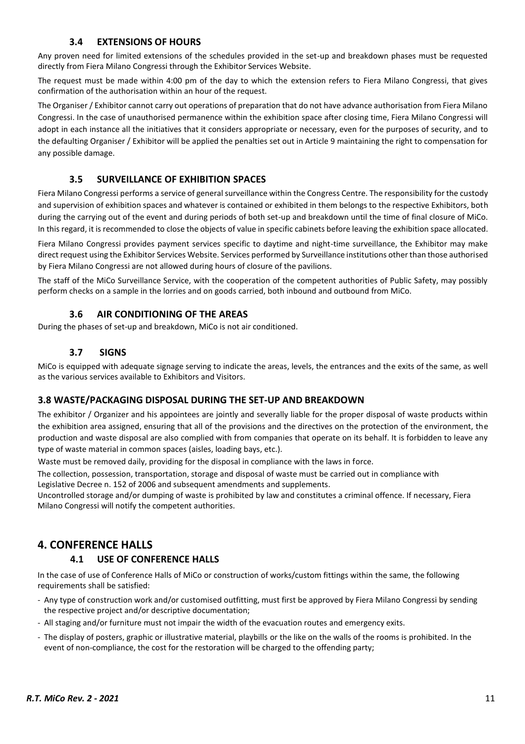### 3.4 EXTENSIONS OF HOURS

Any proven need for limited extensions of the schedules provided in the set-up and breakdown phases must be requested directly from Fiera Milano Congressi through the Exhibitor Services Website.

The request must be made within 4:00 pm of the day to which the extension refers to Fiera Milano Congressi, that gives confirmation of the authorisation within an hour of the request.

The Organiser / Exhibitor cannot carry out operations of preparation that do not have advance authorisation from Fiera Milano Congressi. In the case of unauthorised permanence within the exhibition space after closing time, Fiera Milano Congressi will adopt in each instance all the initiatives that it considers appropriate or necessary, even for the purposes of security, and to the defaulting Organiser / Exhibitor will be applied the penalties set out in Article 9 maintaining the right to compensation for any possible damage.

### 3.5 SURVEILLANCE OF EXHIBITION SPACES

Fiera Milano Congressi performs a service of general surveillance within the Congress Centre. The responsibility for the custody and supervision of exhibition spaces and whatever is contained or exhibited in them belongs to the respective Exhibitors, both during the carrying out of the event and during periods of both set-up and breakdown until the time of final closure of MiCo. In this regard, it is recommended to close the objects of value in specific cabinets before leaving the exhibition space allocated.

Fiera Milano Congressi provides payment services specific to daytime and night-time surveillance, the Exhibitor may make direct request using the Exhibitor Services Website. Services performed by Surveillance institutions other than those authorised by Fiera Milano Congressi are not allowed during hours of closure of the pavilions.

The staff of the MiCo Surveillance Service, with the cooperation of the competent authorities of Public Safety, may possibly perform checks on a sample in the lorries and on goods carried, both inbound and outbound from MiCo.

### 3.6 AIR CONDITIONING OF THE AREAS

During the phases of set-up and breakdown, MiCo is not air conditioned.

### 3.7 SIGNS

MiCo is equipped with adequate signage serving to indicate the areas, levels, the entrances and the exits of the same, as well as the various services available to Exhibitors and Visitors.

### 3.8 WASTE/PACKAGING DISPOSAL DURING THE SET-UP AND BREAKDOWN

The exhibitor / Organizer and his appointees are jointly and severally liable for the proper disposal of waste products within the exhibition area assigned, ensuring that all of the provisions and the directives on the protection of the environment, the production and waste disposal are also complied with from companies that operate on its behalf. It is forbidden to leave any type of waste material in common spaces (aisles, loading bays, etc.).

Waste must be removed daily, providing for the disposal in compliance with the laws in force.

The collection, possession, transportation, storage and disposal of waste must be carried out in compliance with Legislative Decree n. 152 of 2006 and subsequent amendments and supplements.

Uncontrolled storage and/or dumping of waste is prohibited by law and constitutes a criminal offence. If necessary, Fiera Milano Congressi will notify the competent authorities.

## 4. CONFERENCE HALLS

### 4.1 USE OF CONFERENCE HALLS

In the case of use of Conference Halls of MiCo or construction of works/custom fittings within the same, the following requirements shall be satisfied:

- Any type of construction work and/or customised outfitting, must first be approved by Fiera Milano Congressi by sending the respective project and/or descriptive documentation;
- All staging and/or furniture must not impair the width of the evacuation routes and emergency exits.
- The display of posters, graphic or illustrative material, playbills or the like on the walls of the rooms is prohibited. In the event of non-compliance, the cost for the restoration will be charged to the offending party;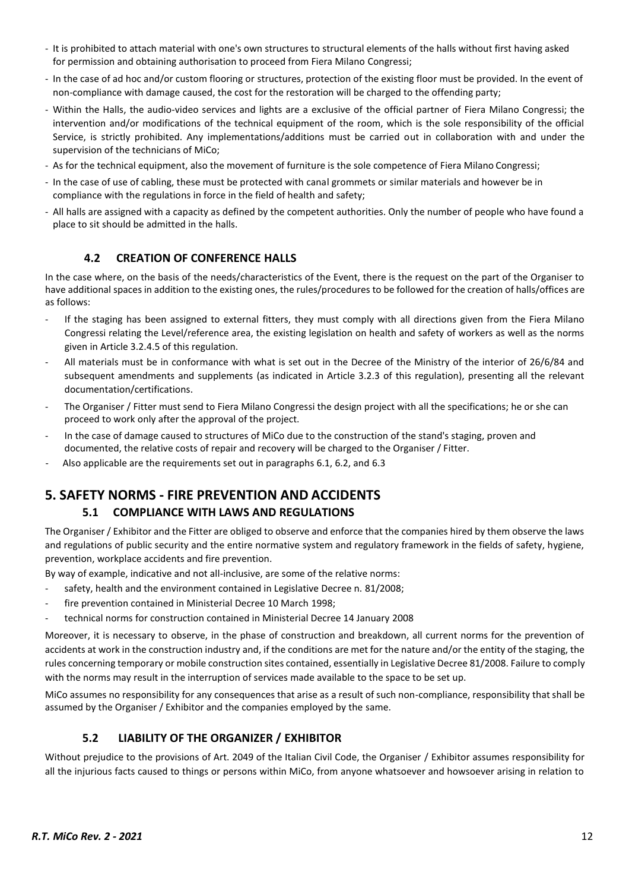- It is prohibited to attach material with one's own structures to structural elements of the halls without first having asked for permission and obtaining authorisation to proceed from Fiera Milano Congressi;
- In the case of ad hoc and/or custom flooring or structures, protection of the existing floor must be provided. In the event of non-compliance with damage caused, the cost for the restoration will be charged to the offending party;
- Within the Halls, the audio-video services and lights are a exclusive of the official partner of Fiera Milano Congressi; the intervention and/or modifications of the technical equipment of the room, which is the sole responsibility of the official Service, is strictly prohibited. Any implementations/additions must be carried out in collaboration with and under the supervision of the technicians of MiCo;
- As for the technical equipment, also the movement of furniture is the sole competence of Fiera Milano Congressi;
- In the case of use of cabling, these must be protected with canal grommets or similar materials and however be in compliance with the regulations in force in the field of health and safety;
- All halls are assigned with a capacity as defined by the competent authorities. Only the number of people who have found a place to sit should be admitted in the halls.

### 4.2 CREATION OF CONFERENCE HALLS

In the case where, on the basis of the needs/characteristics of the Event, there is the request on the part of the Organiser to have additional spaces in addition to the existing ones, the rules/procedures to be followed for the creation of halls/offices are as follows:

- If the staging has been assigned to external fitters, they must comply with all directions given from the Fiera Milano Congressi relating the Level/reference area, the existing legislation on health and safety of workers as well as the norms given in Article 3.2.4.5 of this regulation.
- All materials must be in conformance with what is set out in the Decree of the Ministry of the interior of 26/6/84 and subsequent amendments and supplements (as indicated in Article 3.2.3 of this regulation), presenting all the relevant documentation/certifications.
- The Organiser / Fitter must send to Fiera Milano Congressi the design project with all the specifications; he or she can proceed to work only after the approval of the project.
- In the case of damage caused to structures of MiCo due to the construction of the stand's staging, proven and documented, the relative costs of repair and recovery will be charged to the Organiser / Fitter.
- Also applicable are the requirements set out in paragraphs 6.1, 6.2, and 6.3

## 5. SAFETY NORMS - FIRE PREVENTION AND ACCIDENTS

### 5.1 COMPLIANCE WITH LAWS AND REGULATIONS

The Organiser / Exhibitor and the Fitter are obliged to observe and enforce that the companies hired by them observe the laws and regulations of public security and the entire normative system and regulatory framework in the fields of safety, hygiene, prevention, workplace accidents and fire prevention.

By way of example, indicative and not all-inclusive, are some of the relative norms:

- safety, health and the environment contained in Legislative Decree n. 81/2008;
- fire prevention contained in Ministerial Decree 10 March 1998;
- technical norms for construction contained in Ministerial Decree 14 January 2008

Moreover, it is necessary to observe, in the phase of construction and breakdown, all current norms for the prevention of accidents at work in the construction industry and, if the conditions are met for the nature and/or the entity of the staging, the rules concerning temporary or mobile construction sites contained, essentially in Legislative Decree 81/2008. Failure to comply with the norms may result in the interruption of services made available to the space to be set up.

MiCo assumes no responsibility for any consequences that arise as a result of such non-compliance, responsibility that shall be assumed by the Organiser / Exhibitor and the companies employed by the same.

### 5.2 LIABILITY OF THE ORGANIZER / EXHIBITOR

Without prejudice to the provisions of Art. 2049 of the Italian Civil Code, the Organiser / Exhibitor assumes responsibility for all the injurious facts caused to things or persons within MiCo, from anyone whatsoever and howsoever arising in relation to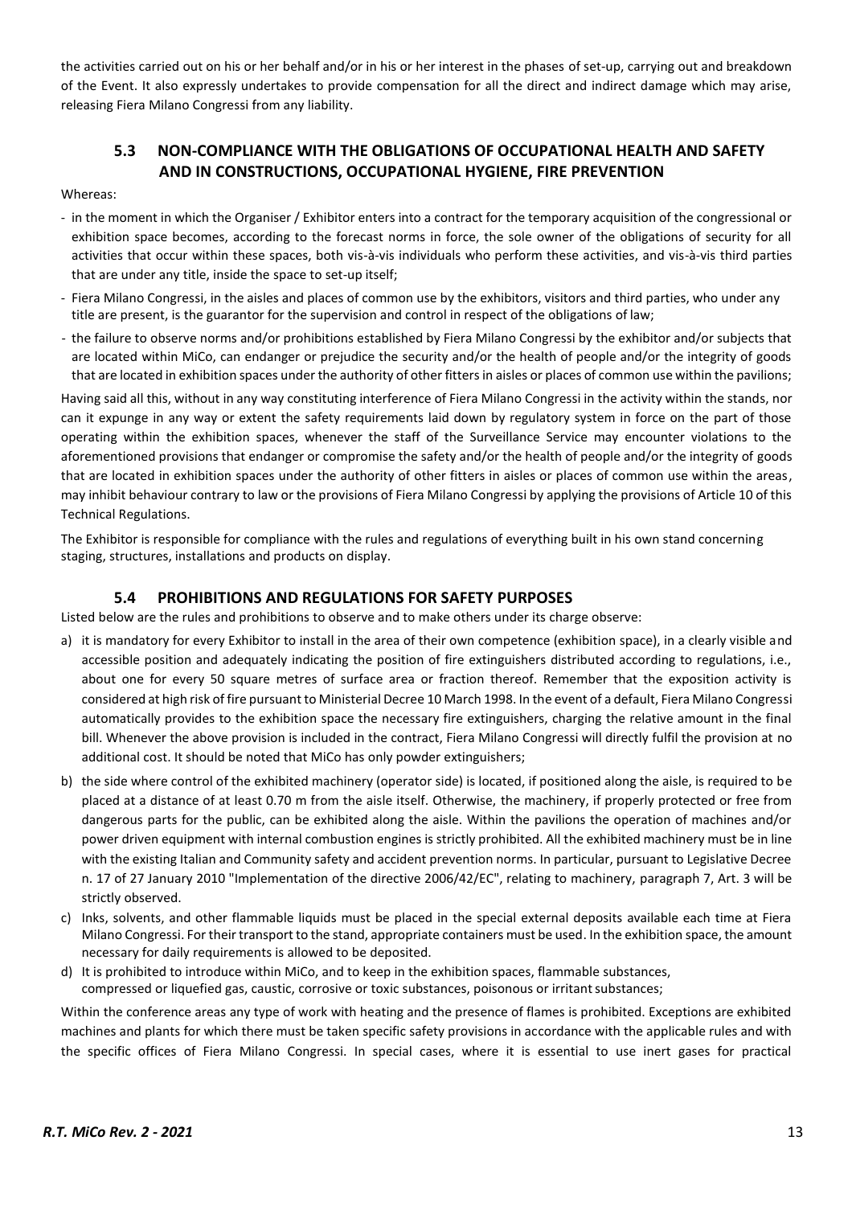the activities carried out on his or her behalf and/or in his or her interest in the phases of set-up, carrying out and breakdown of the Event. It also expressly undertakes to provide compensation for all the direct and indirect damage which may arise, releasing Fiera Milano Congressi from any liability.

### 5.3 NON-COMPLIANCE WITH THE OBLIGATIONS OF OCCUPATIONAL HEALTH AND SAFETY AND IN CONSTRUCTIONS, OCCUPATIONAL HYGIENE, FIRE PREVENTION

Whereas:

- in the moment in which the Organiser / Exhibitor enters into a contract for the temporary acquisition of the congressional or exhibition space becomes, according to the forecast norms in force, the sole owner of the obligations of security for all activities that occur within these spaces, both vis-à-vis individuals who perform these activities, and vis-à-vis third parties that are under any title, inside the space to set-up itself;
- Fiera Milano Congressi, in the aisles and places of common use by the exhibitors, visitors and third parties, who under any title are present, is the guarantor for the supervision and control in respect of the obligations of law;
- the failure to observe norms and/or prohibitions established by Fiera Milano Congressi by the exhibitor and/or subjects that are located within MiCo, can endanger or prejudice the security and/or the health of people and/or the integrity of goods that are located in exhibition spaces under the authority of other fitters in aisles or places of common use within the pavilions;

Having said all this, without in any way constituting interference of Fiera Milano Congressi in the activity within the stands, nor can it expunge in any way or extent the safety requirements laid down by regulatory system in force on the part of those operating within the exhibition spaces, whenever the staff of the Surveillance Service may encounter violations to the aforementioned provisions that endanger or compromise the safety and/or the health of people and/or the integrity of goods that are located in exhibition spaces under the authority of other fitters in aisles or places of common use within the areas, may inhibit behaviour contrary to law or the provisions of Fiera Milano Congressi by applying the provisions of Article 10 of this Technical Regulations.

The Exhibitor is responsible for compliance with the rules and regulations of everything built in his own stand concerning staging, structures, installations and products on display.

### 5.4 PROHIBITIONS AND REGULATIONS FOR SAFETY PURPOSES

Listed below are the rules and prohibitions to observe and to make others under its charge observe:

a) it is mandatory for every Exhibitor to install in the area of their own competence (exhibition space), in a clearly visible and accessible position and adequately indicating the position of fire extinguishers distributed according to regulations, i.e., about one for every 50 square metres of surface area or fraction thereof. Remember that the exposition activity is considered at high risk of fire pursuant to Ministerial Decree 10 March 1998. In the event of a default, Fiera Milano Congressi automatically provides to the exhibition space the necessary fire extinguishers, charging the relative amount in the final bill. Whenever the above provision is included in the contract, Fiera Milano Congressi will directly fulfil the provision at no additional cost. It should be noted that MiCo has only powder extinguishers;

b) the side where control of the exhibited machinery (operator side) is located, if positioned along the aisle, is required to be placed at a distance of at least 0.70 m from the aisle itself. Otherwise, the machinery, if properly protected or free from dangerous parts for the public, can be exhibited along the aisle. Within the pavilions the operation of machines and/or power driven equipment with internal combustion engines is strictly prohibited. All the exhibited machinery must be in line with the existing Italian and Community safety and accident prevention norms. In particular, pursuant to Legislative Decree n. 17 of 27 January 2010 "Implementation of the directive 2006/42/EC", relating to machinery, paragraph 7, Art. 3 will be strictly observed.

c) Inks, solvents, and other flammable liquids must be placed in the special external deposits available each time at Fiera Milano Congressi. For their transport to the stand, appropriate containers must be used. In the exhibition space, the amount necessary for daily requirements is allowed to be deposited.

d) It is prohibited to introduce within MiCo, and to keep in the exhibition spaces, flammable substances, compressed or liquefied gas, caustic, corrosive or toxic substances, poisonous or irritant substances;

Within the conference areas any type of work with heating and the presence of flames is prohibited. Exceptions are exhibited machines and plants for which there must be taken specific safety provisions in accordance with the applicable rules and with the specific offices of Fiera Milano Congressi. In special cases, where it is essential to use inert gases for practical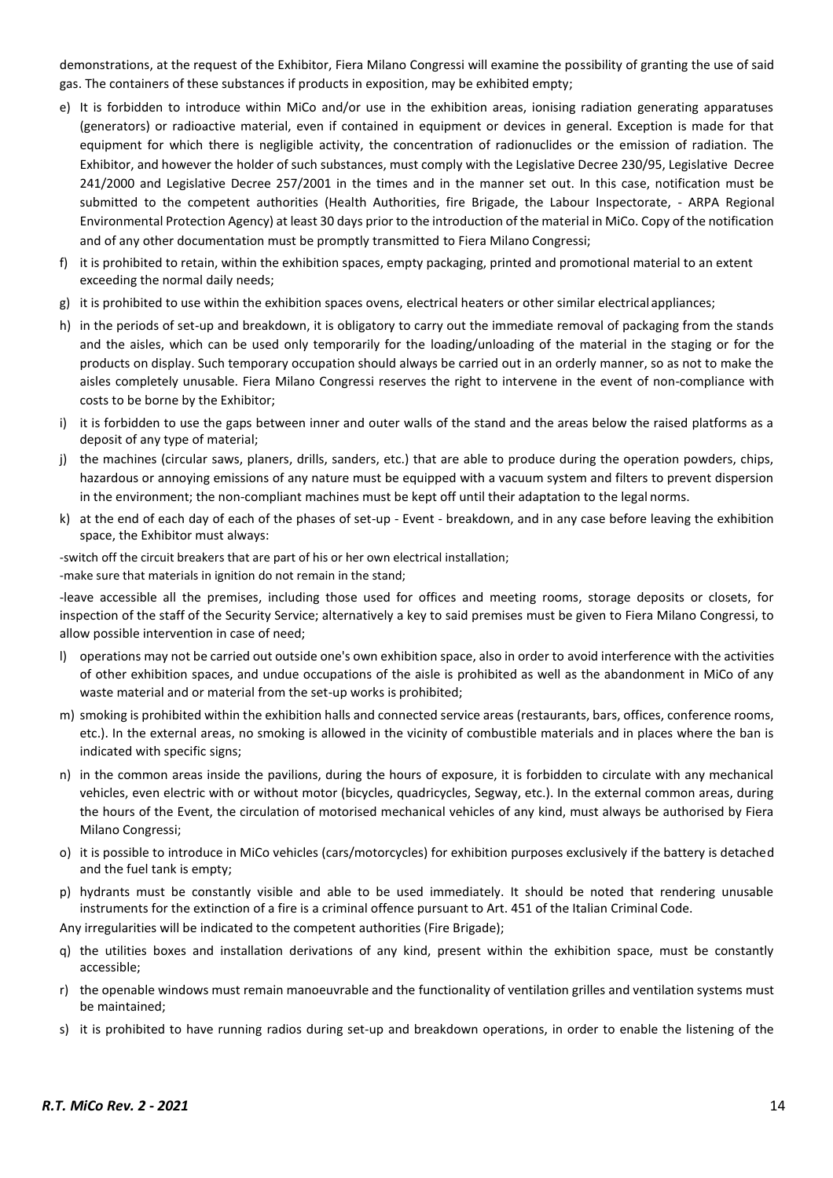demonstrations, at the request of the Exhibitor, Fiera Milano Congressi will examine the possibility of granting the use of said gas. The containers of these substances if products in exposition, may be exhibited empty;

e) It is forbidden to introduce within MiCo and/or use in the exhibition areas, ionising radiation generating apparatuses (generators) or radioactive material, even if contained in equipment or devices in general. Exception is made for that equipment for which there is negligible activity, the concentration of radionuclides or the emission of radiation. The Exhibitor, and however the holder of such substances, must comply with the Legislative Decree 230/95, Legislative Decree 241/2000 and Legislative Decree 257/2001 in the times and in the manner set out. In this case, notification must be submitted to the competent authorities (Health Authorities, fire Brigade, the Labour Inspectorate, - ARPA Regional Environmental Protection Agency) at least 30 days prior to the introduction of the material in MiCo. Copy of the notification and of any other documentation must be promptly transmitted to Fiera Milano Congressi;
f) it is prohibited to retain, within the exhibition spaces, empty packaging, printed and promotional material to an extent exceeding the normal daily needs;
g) it is prohibited to use within the exhibition spaces ovens, electrical heaters or other similar electrical appliances;
h) in the periods of set-up and breakdown, it is obligatory to carry out the immediate removal of packaging from the stands and the aisles, which can be used only temporarily for the loading/unloading of the material in the staging or for the products on display. Such temporary occupation should always be carried out in an orderly manner, so as not to make the aisles completely unusable. Fiera Milano Congressi reserves the right to intervene in the event of non-compliance with costs to be borne by the Exhibitor;
i) it is forbidden to use the gaps between inner and outer walls of the stand and the areas below the raised platforms as a deposit of any type of material;
j) the machines (circular saws, planers, drills, sanders, etc.) that are able to produce during the operation powders, chips, hazardous or annoying emissions of any nature must be equipped with a vacuum system and filters to prevent dispersion in the environment; the non-compliant machines must be kept off until their adaptation to the legal norms.
k) at the end of each day of each of the phases of set-up - Event - breakdown, and in any case before leaving the exhibition space, the Exhibitor must always:

-switch off the circuit breakers that are part of his or her own electrical installation;

-make sure that materials in ignition do not remain in the stand;

-leave accessible all the premises, including those used for offices and meeting rooms, storage deposits or closets, for inspection of the staff of the Security Service; alternatively a key to said premises must be given to Fiera Milano Congressi, to allow possible intervention in case of need;

l) operations may not be carried out outside one's own exhibition space, also in order to avoid interference with the activities of other exhibition spaces, and undue occupations of the aisle is prohibited as well as the abandonment in MiCo of any waste material and or material from the set-up works is prohibited;
m) smoking is prohibited within the exhibition halls and connected service areas (restaurants, bars, offices, conference rooms, etc.). In the external areas, no smoking is allowed in the vicinity of combustible materials and in places where the ban is indicated with specific signs;
n) in the common areas inside the pavilions, during the hours of exposure, it is forbidden to circulate with any mechanical vehicles, even electric with or without motor (bicycles, quadricycles, Segway, etc.). In the external common areas, during the hours of the Event, the circulation of motorised mechanical vehicles of any kind, must always be authorised by Fiera Milano Congressi;
o) it is possible to introduce in MiCo vehicles (cars/motorcycles) for exhibition purposes exclusively if the battery is detached and the fuel tank is empty;
p) hydrants must be constantly visible and able to be used immediately. It should be noted that rendering unusable instruments for the extinction of a fire is a criminal offence pursuant to Art. 451 of the Italian Criminal Code.

Any irregularities will be indicated to the competent authorities (Fire Brigade);

q) the utilities boxes and installation derivations of any kind, present within the exhibition space, must be constantly accessible;
r) the openable windows must remain manoeuvrable and the functionality of ventilation grilles and ventilation systems must be maintained;
s) it is prohibited to have running radios during set-up and breakdown operations, in order to enable the listening of the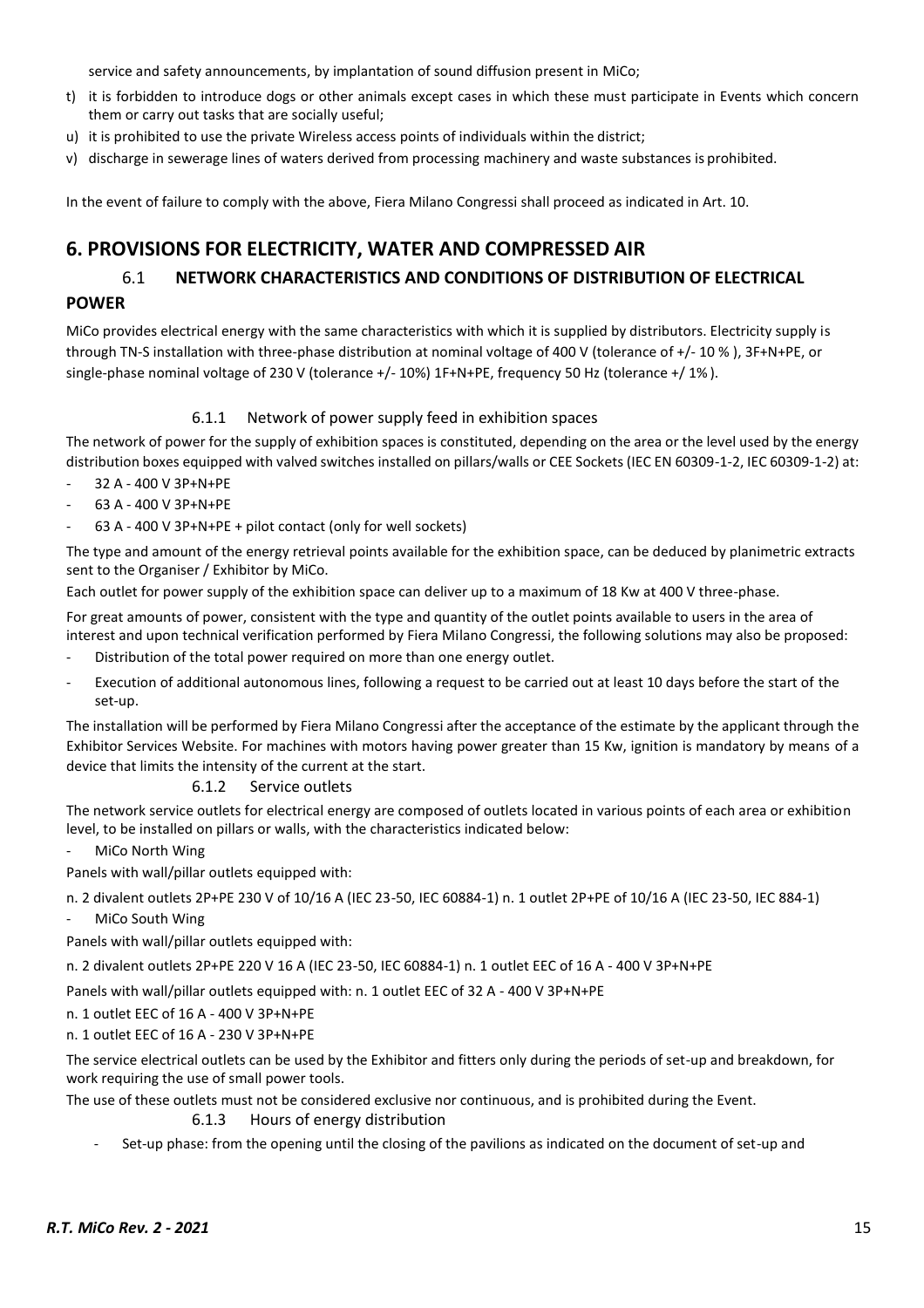service and safety announcements, by implantation of sound diffusion present in MiCo;

t) it is forbidden to introduce dogs or other animals except cases in which these must participate in Events which concern them or carry out tasks that are socially useful;

u) it is prohibited to use the private Wireless access points of individuals within the district;

v) discharge in sewerage lines of waters derived from processing machinery and waste substances is prohibited.

In the event of failure to comply with the above, Fiera Milano Congressi shall proceed as indicated in Art. 10.

## 6. PROVISIONS FOR ELECTRICITY, WATER AND COMPRESSED AIR

### 6.1 NETWORK CHARACTERISTICS AND CONDITIONS OF DISTRIBUTION OF ELECTRICAL POWER

MiCo provides electrical energy with the same characteristics with which it is supplied by distributors. Electricity supply is through TN-S installation with three-phase distribution at nominal voltage of 400 V (tolerance of +/- 10 % ), 3F+N+PE, or single-phase nominal voltage of 230 V (tolerance +/- 10%) 1F+N+PE, frequency 50 Hz (tolerance +/ 1% ).

#### 6.1.1 Network of power supply feed in exhibition spaces

The network of power for the supply of exhibition spaces is constituted, depending on the area or the level used by the energy distribution boxes equipped with valved switches installed on pillars/walls or CEE Sockets (IEC EN 60309-1-2, IEC 60309-1-2) at:

- 32 A - 400 V 3P+N+PE
- 63 A - 400 V 3P+N+PE
- 63 A - 400 V 3P+N+PE + pilot contact (only for well sockets)

The type and amount of the energy retrieval points available for the exhibition space, can be deduced by planimetric extracts sent to the Organiser / Exhibitor by MiCo.

Each outlet for power supply of the exhibition space can deliver up to a maximum of 18 Kw at 400 V three-phase.

For great amounts of power, consistent with the type and quantity of the outlet points available to users in the area of interest and upon technical verification performed by Fiera Milano Congressi, the following solutions may also be proposed:

- Distribution of the total power required on more than one energy outlet.
- Execution of additional autonomous lines, following a request to be carried out at least 10 days before the start of the set-up.

The installation will be performed by Fiera Milano Congressi after the acceptance of the estimate by the applicant through the Exhibitor Services Website. For machines with motors having power greater than 15 Kw, ignition is mandatory by means of a device that limits the intensity of the current at the start.

#### 6.1.2 Service outlets

The network service outlets for electrical energy are composed of outlets located in various points of each area or exhibition level, to be installed on pillars or walls, with the characteristics indicated below:

- MiCo North Wing

Panels with wall/pillar outlets equipped with:

n. 2 divalent outlets 2P+PE 230 V of 10/16 A (IEC 23-50, IEC 60884-1) n. 1 outlet 2P+PE of 10/16 A (IEC 23-50, IEC 884-1)

- MiCo South Wing

Panels with wall/pillar outlets equipped with:

n. 2 divalent outlets 2P+PE 220 V 16 A (IEC 23-50, IEC 60884-1) n. 1 outlet EEC of 16 A - 400 V 3P+N+PE

Panels with wall/pillar outlets equipped with: n. 1 outlet EEC of 32 A - 400 V 3P+N+PE

n. 1 outlet EEC of 16 A - 400 V 3P+N+PE

n. 1 outlet EEC of 16 A - 230 V 3P+N+PE

The service electrical outlets can be used by the Exhibitor and fitters only during the periods of set-up and breakdown, for work requiring the use of small power tools.

The use of these outlets must not be considered exclusive nor continuous, and is prohibited during the Event.

#### 6.1.3 Hours of energy distribution

- Set-up phase: from the opening until the closing of the pavilions as indicated on the document of set-up and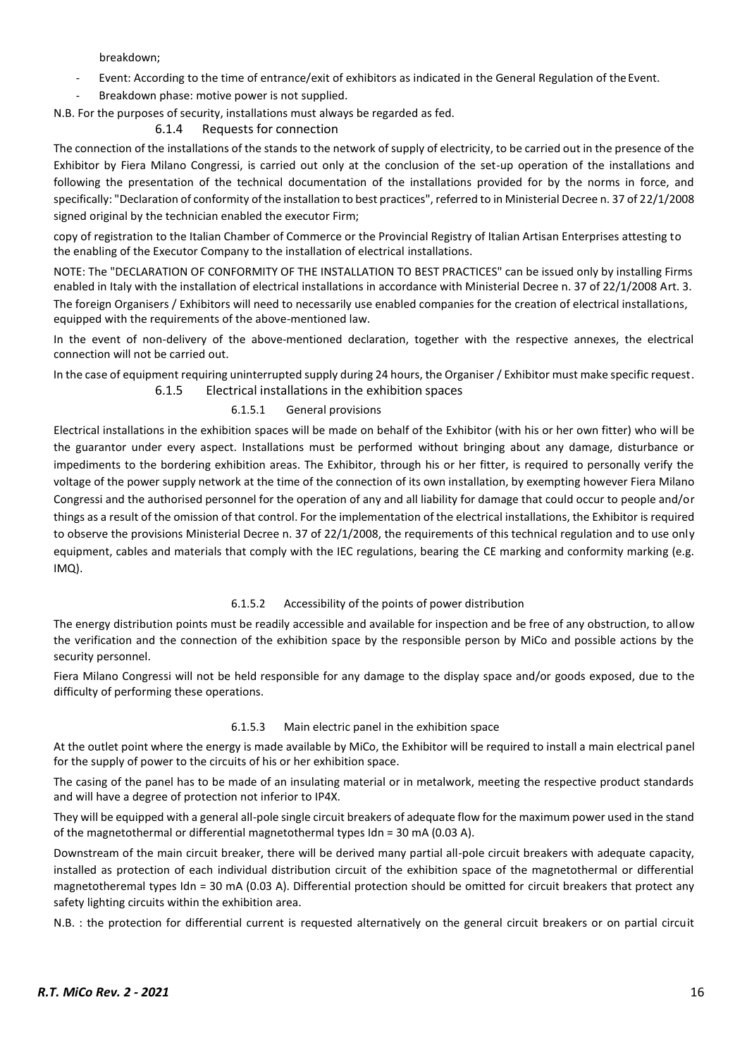breakdown;

- Event: According to the time of entrance/exit of exhibitors as indicated in the General Regulation of the Event.
- Breakdown phase: motive power is not supplied.

N.B. For the purposes of security, installations must always be regarded as fed.

### 6.1.4 Requests for connection

The connection of the installations of the stands to the network of supply of electricity, to be carried out in the presence of the Exhibitor by Fiera Milano Congressi, is carried out only at the conclusion of the set-up operation of the installations and following the presentation of the technical documentation of the installations provided for by the norms in force, and specifically: "Declaration of conformity of the installation to best practices", referred to in Ministerial Decree n. 37 of 22/1/2008 signed original by the technician enabled the executor Firm;

copy of registration to the Italian Chamber of Commerce or the Provincial Registry of Italian Artisan Enterprises attesting to the enabling of the Executor Company to the installation of electrical installations.

NOTE: The "DECLARATION OF CONFORMITY OF THE INSTALLATION TO BEST PRACTICES" can be issued only by installing Firms enabled in Italy with the installation of electrical installations in accordance with Ministerial Decree n. 37 of 22/1/2008 Art. 3. The foreign Organisers / Exhibitors will need to necessarily use enabled companies for the creation of electrical installations, equipped with the requirements of the above-mentioned law.

In the event of non-delivery of the above-mentioned declaration, together with the respective annexes, the electrical connection will not be carried out.

In the case of equipment requiring uninterrupted supply during 24 hours, the Organiser / Exhibitor must make specific request.

### 6.1.5 Electrical installations in the exhibition spaces

#### 6.1.5.1 General provisions

Electrical installations in the exhibition spaces will be made on behalf of the Exhibitor (with his or her own fitter) who will be the guarantor under every aspect. Installations must be performed without bringing about any damage, disturbance or impediments to the bordering exhibition areas. The Exhibitor, through his or her fitter, is required to personally verify the voltage of the power supply network at the time of the connection of its own installation, by exempting however Fiera Milano Congressi and the authorised personnel for the operation of any and all liability for damage that could occur to people and/or things as a result of the omission of that control. For the implementation of the electrical installations, the Exhibitor is required to observe the provisions Ministerial Decree n. 37 of 22/1/2008, the requirements of this technical regulation and to use only equipment, cables and materials that comply with the IEC regulations, bearing the CE marking and conformity marking (e.g. IMQ).

#### 6.1.5.2 Accessibility of the points of power distribution

The energy distribution points must be readily accessible and available for inspection and be free of any obstruction, to allow the verification and the connection of the exhibition space by the responsible person by MiCo and possible actions by the security personnel.

Fiera Milano Congressi will not be held responsible for any damage to the display space and/or goods exposed, due to the difficulty of performing these operations.

#### 6.1.5.3 Main electric panel in the exhibition space

At the outlet point where the energy is made available by MiCo, the Exhibitor will be required to install a main electrical panel for the supply of power to the circuits of his or her exhibition space.

The casing of the panel has to be made of an insulating material or in metalwork, meeting the respective product standards and will have a degree of protection not inferior to IP4X.

They will be equipped with a general all-pole single circuit breakers of adequate flow for the maximum power used in the stand of the magnetothermal or differential magnetothermal types Idn = 30 mA (0.03 A).

Downstream of the main circuit breaker, there will be derived many partial all-pole circuit breakers with adequate capacity, installed as protection of each individual distribution circuit of the exhibition space of the magnetothermal or differential magnetotheremal types Idn = 30 mA (0.03 A). Differential protection should be omitted for circuit breakers that protect any safety lighting circuits within the exhibition area.

N.B. : the protection for differential current is requested alternatively on the general circuit breakers or on partial circuit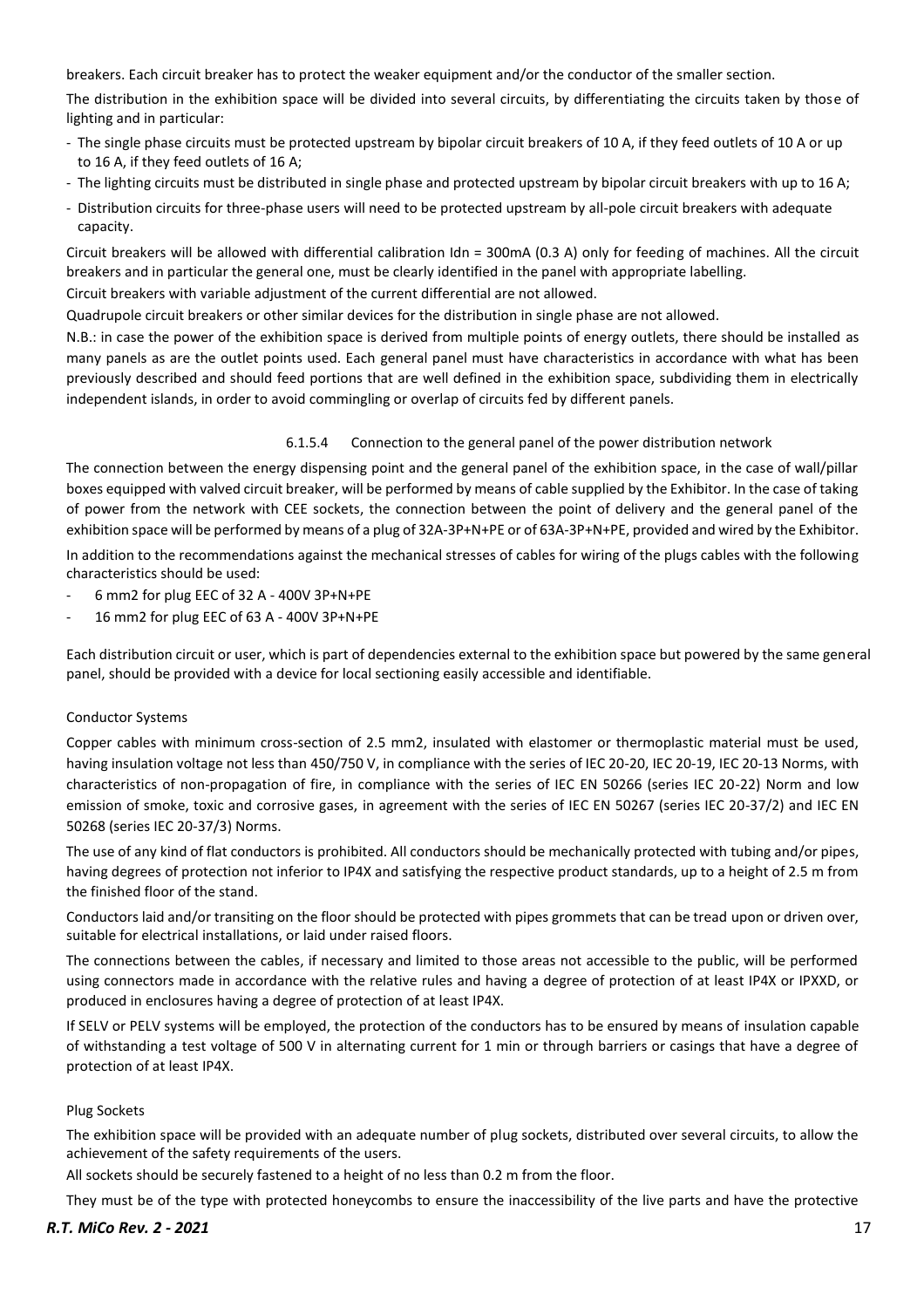breakers. Each circuit breaker has to protect the weaker equipment and/or the conductor of the smaller section.

The distribution in the exhibition space will be divided into several circuits, by differentiating the circuits taken by those of lighting and in particular:

- The single phase circuits must be protected upstream by bipolar circuit breakers of 10 A, if they feed outlets of 10 A or up to 16 A, if they feed outlets of 16 A;
- The lighting circuits must be distributed in single phase and protected upstream by bipolar circuit breakers with up to 16 A;
- Distribution circuits for three-phase users will need to be protected upstream by all-pole circuit breakers with adequate capacity.

Circuit breakers will be allowed with differential calibration Idn = 300mA (0.3 A) only for feeding of machines. All the circuit breakers and in particular the general one, must be clearly identified in the panel with appropriate labelling.

Circuit breakers with variable adjustment of the current differential are not allowed.

Quadrupole circuit breakers or other similar devices for the distribution in single phase are not allowed.

N.B.: in case the power of the exhibition space is derived from multiple points of energy outlets, there should be installed as many panels as are the outlet points used. Each general panel must have characteristics in accordance with what has been previously described and should feed portions that are well defined in the exhibition space, subdividing them in electrically independent islands, in order to avoid commingling or overlap of circuits fed by different panels.

#### 6.1.5.4 Connection to the general panel of the power distribution network

The connection between the energy dispensing point and the general panel of the exhibition space, in the case of wall/pillar boxes equipped with valved circuit breaker, will be performed by means of cable supplied by the Exhibitor. In the case of taking of power from the network with CEE sockets, the connection between the point of delivery and the general panel of the exhibition space will be performed by means of a plug of 32A-3P+N+PE or of 63A-3P+N+PE, provided and wired by the Exhibitor.

In addition to the recommendations against the mechanical stresses of cables for wiring of the plugs cables with the following characteristics should be used:

- 6 mm2 for plug EEC of 32 A - 400V 3P+N+PE
- 16 mm2 for plug EEC of 63 A - 400V 3P+N+PE

Each distribution circuit or user, which is part of dependencies external to the exhibition space but powered by the same general panel, should be provided with a device for local sectioning easily accessible and identifiable.

Conductor Systems

Copper cables with minimum cross-section of 2.5 mm2, insulated with elastomer or thermoplastic material must be used, having insulation voltage not less than 450/750 V, in compliance with the series of IEC 20-20, IEC 20-19, IEC 20-13 Norms, with characteristics of non-propagation of fire, in compliance with the series of IEC EN 50266 (series IEC 20-22) Norm and low emission of smoke, toxic and corrosive gases, in agreement with the series of IEC EN 50267 (series IEC 20-37/2) and IEC EN 50268 (series IEC 20-37/3) Norms.

The use of any kind of flat conductors is prohibited. All conductors should be mechanically protected with tubing and/or pipes, having degrees of protection not inferior to IP4X and satisfying the respective product standards, up to a height of 2.5 m from the finished floor of the stand.

Conductors laid and/or transiting on the floor should be protected with pipes grommets that can be tread upon or driven over, suitable for electrical installations, or laid under raised floors.

The connections between the cables, if necessary and limited to those areas not accessible to the public, will be performed using connectors made in accordance with the relative rules and having a degree of protection of at least IP4X or IPXXD, or produced in enclosures having a degree of protection of at least IP4X.

If SELV or PELV systems will be employed, the protection of the conductors has to be ensured by means of insulation capable of withstanding a test voltage of 500 V in alternating current for 1 min or through barriers or casings that have a degree of protection of at least IP4X.

Plug Sockets

The exhibition space will be provided with an adequate number of plug sockets, distributed over several circuits, to allow the achievement of the safety requirements of the users.

All sockets should be securely fastened to a height of no less than 0.2 m from the floor.

They must be of the type with protected honeycombs to ensure the inaccessibility of the live parts and have the protective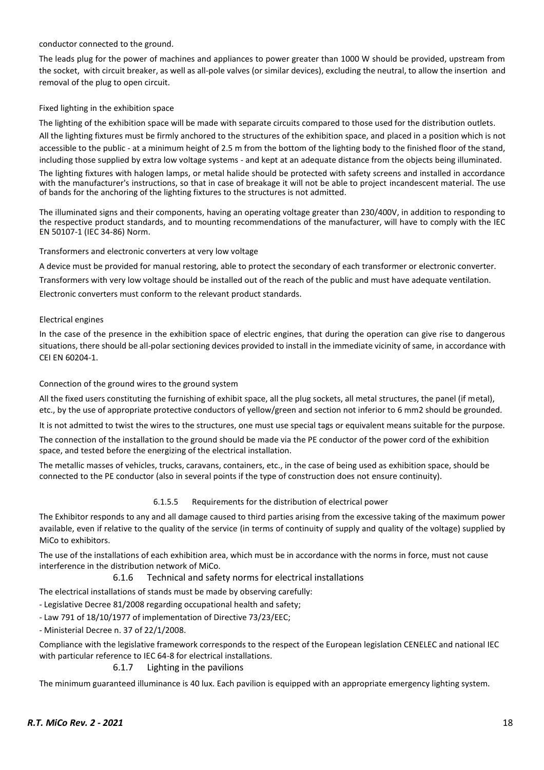conductor connected to the ground.

The leads plug for the power of machines and appliances to power greater than 1000 W should be provided, upstream from the socket, with circuit breaker, as well as all-pole valves (or similar devices), excluding the neutral, to allow the insertion and removal of the plug to open circuit.

Fixed lighting in the exhibition space

The lighting of the exhibition space will be made with separate circuits compared to those used for the distribution outlets. All the lighting fixtures must be firmly anchored to the structures of the exhibition space, and placed in a position which is not accessible to the public - at a minimum height of 2.5 m from the bottom of the lighting body to the finished floor of the stand, including those supplied by extra low voltage systems - and kept at an adequate distance from the objects being illuminated.

The lighting fixtures with halogen lamps, or metal halide should be protected with safety screens and installed in accordance with the manufacturer's instructions, so that in case of breakage it will not be able to project incandescent material. The use of bands for the anchoring of the lighting fixtures to the structures is not admitted.

The illuminated signs and their components, having an operating voltage greater than 230/400V, in addition to responding to the respective product standards, and to mounting recommendations of the manufacturer, will have to comply with the IEC EN 50107-1 (IEC 34-86) Norm.

Transformers and electronic converters at very low voltage

A device must be provided for manual restoring, able to protect the secondary of each transformer or electronic converter.

Transformers with very low voltage should be installed out of the reach of the public and must have adequate ventilation.

Electronic converters must conform to the relevant product standards.

Electrical engines

In the case of the presence in the exhibition space of electric engines, that during the operation can give rise to dangerous situations, there should be all-polar sectioning devices provided to install in the immediate vicinity of same, in accordance with CEI EN 60204-1.

Connection of the ground wires to the ground system

All the fixed users constituting the furnishing of exhibit space, all the plug sockets, all metal structures, the panel (if metal), etc., by the use of appropriate protective conductors of yellow/green and section not inferior to 6 mm2 should be grounded.

It is not admitted to twist the wires to the structures, one must use special tags or equivalent means suitable for the purpose.

The connection of the installation to the ground should be made via the PE conductor of the power cord of the exhibition space, and tested before the energizing of the electrical installation.

The metallic masses of vehicles, trucks, caravans, containers, etc., in the case of being used as exhibition space, should be connected to the PE conductor (also in several points if the type of construction does not ensure continuity).

#### 6.1.5.5 Requirements for the distribution of electrical power

The Exhibitor responds to any and all damage caused to third parties arising from the excessive taking of the maximum power available, even if relative to the quality of the service (in terms of continuity of supply and quality of the voltage) supplied by MiCo to exhibitors.

The use of the installations of each exhibition area, which must be in accordance with the norms in force, must not cause interference in the distribution network of MiCo.

### 6.1.6 Technical and safety norms for electrical installations

The electrical installations of stands must be made by observing carefully:

- Legislative Decree 81/2008 regarding occupational health and safety;
- Law 791 of 18/10/1977 of implementation of Directive 73/23/EEC;
- Ministerial Decree n. 37 of 22/1/2008.

Compliance with the legislative framework corresponds to the respect of the European legislation CENELEC and national IEC with particular reference to IEC 64-8 for electrical installations.

### 6.1.7 Lighting in the pavilions

The minimum guaranteed illuminance is 40 lux. Each pavilion is equipped with an appropriate emergency lighting system.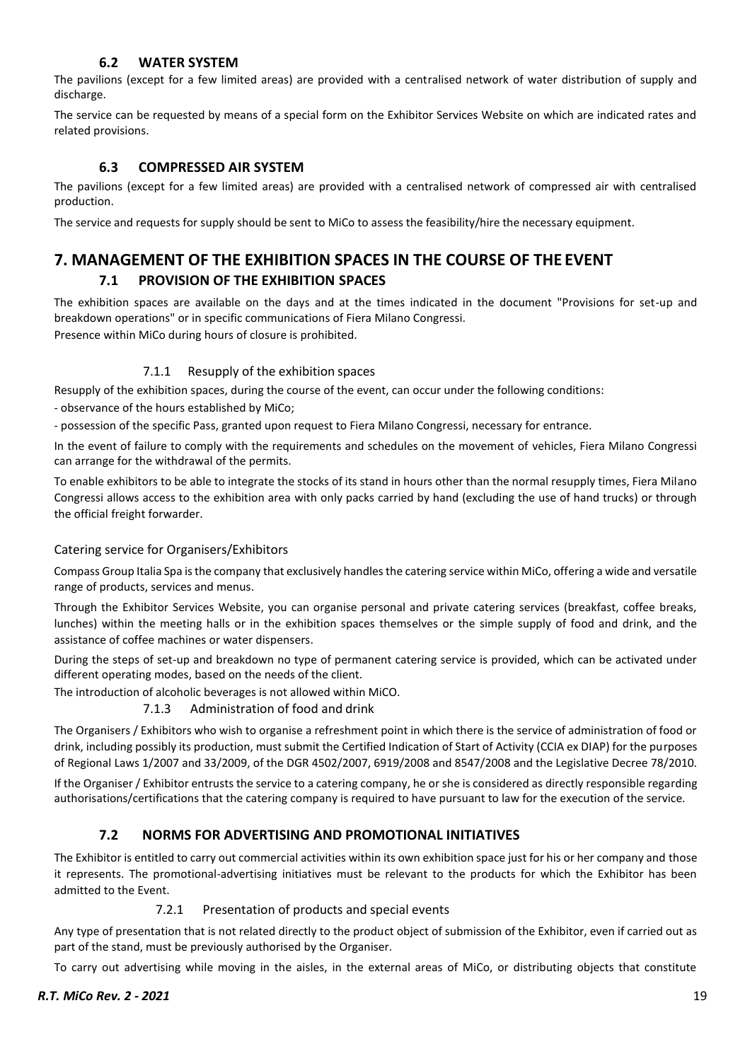### 6.2 WATER SYSTEM

The pavilions (except for a few limited areas) are provided with a centralised network of water distribution of supply and discharge.

The service can be requested by means of a special form on the Exhibitor Services Website on which are indicated rates and related provisions.

### 6.3 COMPRESSED AIR SYSTEM

The pavilions (except for a few limited areas) are provided with a centralised network of compressed air with centralised production.

The service and requests for supply should be sent to MiCo to assess the feasibility/hire the necessary equipment.

## 7. MANAGEMENT OF THE EXHIBITION SPACES IN THE COURSE OF THE EVENT

### 7.1 PROVISION OF THE EXHIBITION SPACES

The exhibition spaces are available on the days and at the times indicated in the document "Provisions for set-up and breakdown operations" or in specific communications of Fiera Milano Congressi.

Presence within MiCo during hours of closure is prohibited.

#### 7.1.1 Resupply of the exhibition spaces

Resupply of the exhibition spaces, during the course of the event, can occur under the following conditions:

- observance of the hours established by MiCo;
- possession of the specific Pass, granted upon request to Fiera Milano Congressi, necessary for entrance.

In the event of failure to comply with the requirements and schedules on the movement of vehicles, Fiera Milano Congressi can arrange for the withdrawal of the permits.

To enable exhibitors to be able to integrate the stocks of its stand in hours other than the normal resupply times, Fiera Milano Congressi allows access to the exhibition area with only packs carried by hand (excluding the use of hand trucks) or through the official freight forwarder.

#### Catering service for Organisers/Exhibitors

Compass Group Italia Spa is the company that exclusively handles the catering service within MiCo, offering a wide and versatile range of products, services and menus.

Through the Exhibitor Services Website, you can organise personal and private catering services (breakfast, coffee breaks, lunches) within the meeting halls or in the exhibition spaces themselves or the simple supply of food and drink, and the assistance of coffee machines or water dispensers.

During the steps of set-up and breakdown no type of permanent catering service is provided, which can be activated under different operating modes, based on the needs of the client.

The introduction of alcoholic beverages is not allowed within MiCO.

#### 7.1.3 Administration of food and drink

The Organisers / Exhibitors who wish to organise a refreshment point in which there is the service of administration of food or drink, including possibly its production, must submit the Certified Indication of Start of Activity (CCIA ex DIAP) for the purposes of Regional Laws 1/2007 and 33/2009, of the DGR 4502/2007, 6919/2008 and 8547/2008 and the Legislative Decree 78/2010.

If the Organiser / Exhibitor entrusts the service to a catering company, he or she is considered as directly responsible regarding authorisations/certifications that the catering company is required to have pursuant to law for the execution of the service.

### 7.2 NORMS FOR ADVERTISING AND PROMOTIONAL INITIATIVES

The Exhibitor is entitled to carry out commercial activities within its own exhibition space just for his or her company and those it represents. The promotional-advertising initiatives must be relevant to the products for which the Exhibitor has been admitted to the Event.

#### 7.2.1 Presentation of products and special events

Any type of presentation that is not related directly to the product object of submission of the Exhibitor, even if carried out as part of the stand, must be previously authorised by the Organiser.

To carry out advertising while moving in the aisles, in the external areas of MiCo, or distributing objects that constitute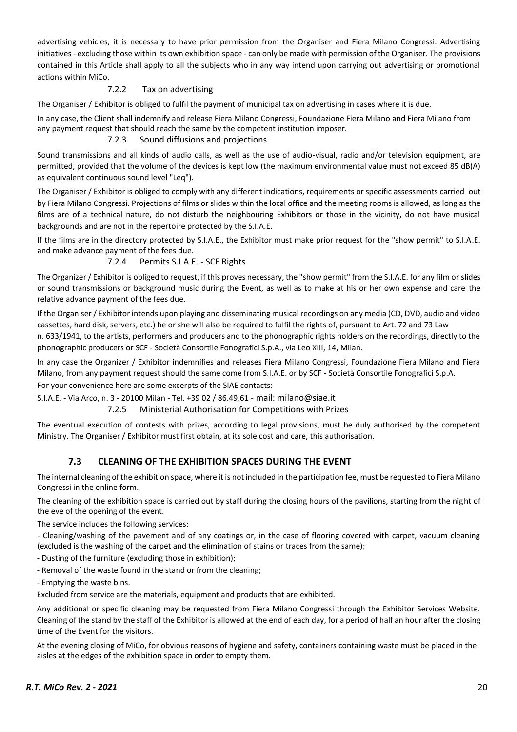advertising vehicles, it is necessary to have prior permission from the Organiser and Fiera Milano Congressi. Advertising initiatives - excluding those within its own exhibition space - can only be made with permission of the Organiser. The provisions contained in this Article shall apply to all the subjects who in any way intend upon carrying out advertising or promotional actions within MiCo.

#### 7.2.2 Tax on advertising

The Organiser / Exhibitor is obliged to fulfil the payment of municipal tax on advertising in cases where it is due.

In any case, the Client shall indemnify and release Fiera Milano Congressi, Foundazione Fiera Milano and Fiera Milano from any payment request that should reach the same by the competent institution imposer.

#### 7.2.3 Sound diffusions and projections

Sound transmissions and all kinds of audio calls, as well as the use of audio-visual, radio and/or television equipment, are permitted, provided that the volume of the devices is kept low (the maximum environmental value must not exceed 85 dB(A) as equivalent continuous sound level "Leq").

The Organiser / Exhibitor is obliged to comply with any different indications, requirements or specific assessments carried out by Fiera Milano Congressi. Projections of films or slides within the local office and the meeting rooms is allowed, as long as the films are of a technical nature, do not disturb the neighbouring Exhibitors or those in the vicinity, do not have musical backgrounds and are not in the repertoire protected by the S.I.A.E.

If the films are in the directory protected by S.I.A.E., the Exhibitor must make prior request for the "show permit" to S.I.A.E. and make advance payment of the fees due.

#### 7.2.4 Permits S.I.A.E. - SCF Rights

The Organizer / Exhibitor is obliged to request, if this proves necessary, the "show permit" from the S.I.A.E. for any film or slides or sound transmissions or background music during the Event, as well as to make at his or her own expense and care the relative advance payment of the fees due.

If the Organiser / Exhibitor intends upon playing and disseminating musical recordings on any media (CD, DVD, audio and video cassettes, hard disk, servers, etc.) he or she will also be required to fulfil the rights of, pursuant to Art. 72 and 73 Law n. 633/1941, to the artists, performers and producers and to the phonographic rights holders on the recordings, directly to the phonographic producers or SCF - Società Consortile Fonografici S.p.A., via Leo XIII, 14, Milan.

In any case the Organizer / Exhibitor indemnifies and releases Fiera Milano Congressi, Foundazione Fiera Milano and Fiera Milano, from any payment request should the same come from S.I.A.E. or by SCF - Società Consortile Fonografici S.p.A.

For your convenience here are some excerpts of the SIAE contacts:

S.I.A.E. - Via Arco, n. 3 - 20100 Milan - Tel. +39 02 / 86.49.61 - mail: milano@siae.it

#### 7.2.5 Ministerial Authorisation for Competitions with Prizes

The eventual execution of contests with prizes, according to legal provisions, must be duly authorised by the competent Ministry. The Organiser / Exhibitor must first obtain, at its sole cost and care, this authorisation.

### 7.3 CLEANING OF THE EXHIBITION SPACES DURING THE EVENT

The internal cleaning of the exhibition space, where it is not included in the participation fee, must be requested to Fiera Milano Congressi in the online form.

The cleaning of the exhibition space is carried out by staff during the closing hours of the pavilions, starting from the night of the eve of the opening of the event.

The service includes the following services:

- Cleaning/washing of the pavement and of any coatings or, in the case of flooring covered with carpet, vacuum cleaning (excluded is the washing of the carpet and the elimination of stains or traces from the same);
- Dusting of the furniture (excluding those in exhibition);
- Removal of the waste found in the stand or from the cleaning;
- Emptying the waste bins.

Excluded from service are the materials, equipment and products that are exhibited.

Any additional or specific cleaning may be requested from Fiera Milano Congressi through the Exhibitor Services Website. Cleaning of the stand by the staff of the Exhibitor is allowed at the end of each day, for a period of half an hour after the closing time of the Event for the visitors.

At the evening closing of MiCo, for obvious reasons of hygiene and safety, containers containing waste must be placed in the aisles at the edges of the exhibition space in order to empty them.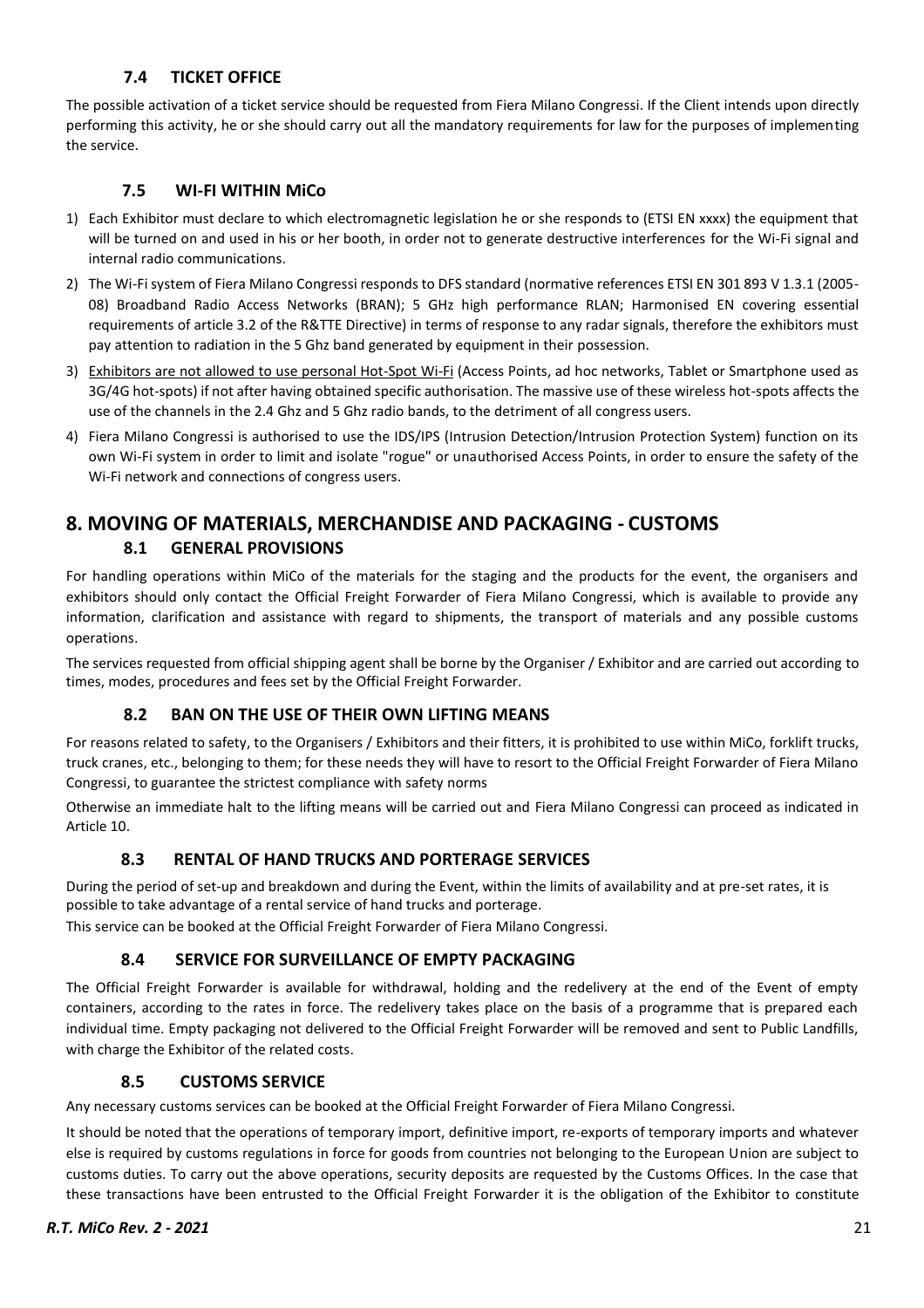### 7.4 TICKET OFFICE

The possible activation of a ticket service should be requested from Fiera Milano Congressi. If the Client intends upon directly performing this activity, he or she should carry out all the mandatory requirements for law for the purposes of implementing the service.

### 7.5 WI-FI WITHIN MiCo

1) Each Exhibitor must declare to which electromagnetic legislation he or she responds to (ETSI EN xxxx) the equipment that will be turned on and used in his or her booth, in order not to generate destructive interferences for the Wi-Fi signal and internal radio communications.
2) The Wi-Fi system of Fiera Milano Congressi responds to DFS standard (normative references ETSI EN 301 893 V 1.3.1 (2005-08) Broadband Radio Access Networks (BRAN); 5 GHz high performance RLAN; Harmonised EN covering essential requirements of article 3.2 of the R&TTE Directive) in terms of response to any radar signals, therefore the exhibitors must pay attention to radiation in the 5 Ghz band generated by equipment in their possession.
3) Exhibitors are not allowed to use personal Hot-Spot Wi-Fi (Access Points, ad hoc networks, Tablet or Smartphone used as 3G/4G hot-spots) if not after having obtained specific authorisation. The massive use of these wireless hot-spots affects the use of the channels in the 2.4 Ghz and 5 Ghz radio bands, to the detriment of all congress users.
4) Fiera Milano Congressi is authorised to use the IDS/IPS (Intrusion Detection/Intrusion Protection System) function on its own Wi-Fi system in order to limit and isolate "rogue" or unauthorised Access Points, in order to ensure the safety of the Wi-Fi network and connections of congress users.

## 8. MOVING OF MATERIALS, MERCHANDISE AND PACKAGING - CUSTOMS

### 8.1 GENERAL PROVISIONS

For handling operations within MiCo of the materials for the staging and the products for the event, the organisers and exhibitors should only contact the Official Freight Forwarder of Fiera Milano Congressi, which is available to provide any information, clarification and assistance with regard to shipments, the transport of materials and any possible customs operations.

The services requested from official shipping agent shall be borne by the Organiser / Exhibitor and are carried out according to times, modes, procedures and fees set by the Official Freight Forwarder.

### 8.2 BAN ON THE USE OF THEIR OWN LIFTING MEANS

For reasons related to safety, to the Organisers / Exhibitors and their fitters, it is prohibited to use within MiCo, forklift trucks, truck cranes, etc., belonging to them; for these needs they will have to resort to the Official Freight Forwarder of Fiera Milano Congressi, to guarantee the strictest compliance with safety norms

Otherwise an immediate halt to the lifting means will be carried out and Fiera Milano Congressi can proceed as indicated in Article 10.

### 8.3 RENTAL OF HAND TRUCKS AND PORTERAGE SERVICES

During the period of set-up and breakdown and during the Event, within the limits of availability and at pre-set rates, it is possible to take advantage of a rental service of hand trucks and porterage.

This service can be booked at the Official Freight Forwarder of Fiera Milano Congressi.

### 8.4 SERVICE FOR SURVEILLANCE OF EMPTY PACKAGING

The Official Freight Forwarder is available for withdrawal, holding and the redelivery at the end of the Event of empty containers, according to the rates in force. The redelivery takes place on the basis of a programme that is prepared each individual time. Empty packaging not delivered to the Official Freight Forwarder will be removed and sent to Public Landfills, with charge the Exhibitor of the related costs.

### 8.5 CUSTOMS SERVICE

Any necessary customs services can be booked at the Official Freight Forwarder of Fiera Milano Congressi.

It should be noted that the operations of temporary import, definitive import, re-exports of temporary imports and whatever else is required by customs regulations in force for goods from countries not belonging to the European Union are subject to customs duties. To carry out the above operations, security deposits are requested by the Customs Offices. In the case that these transactions have been entrusted to the Official Freight Forwarder it is the obligation of the Exhibitor to constitute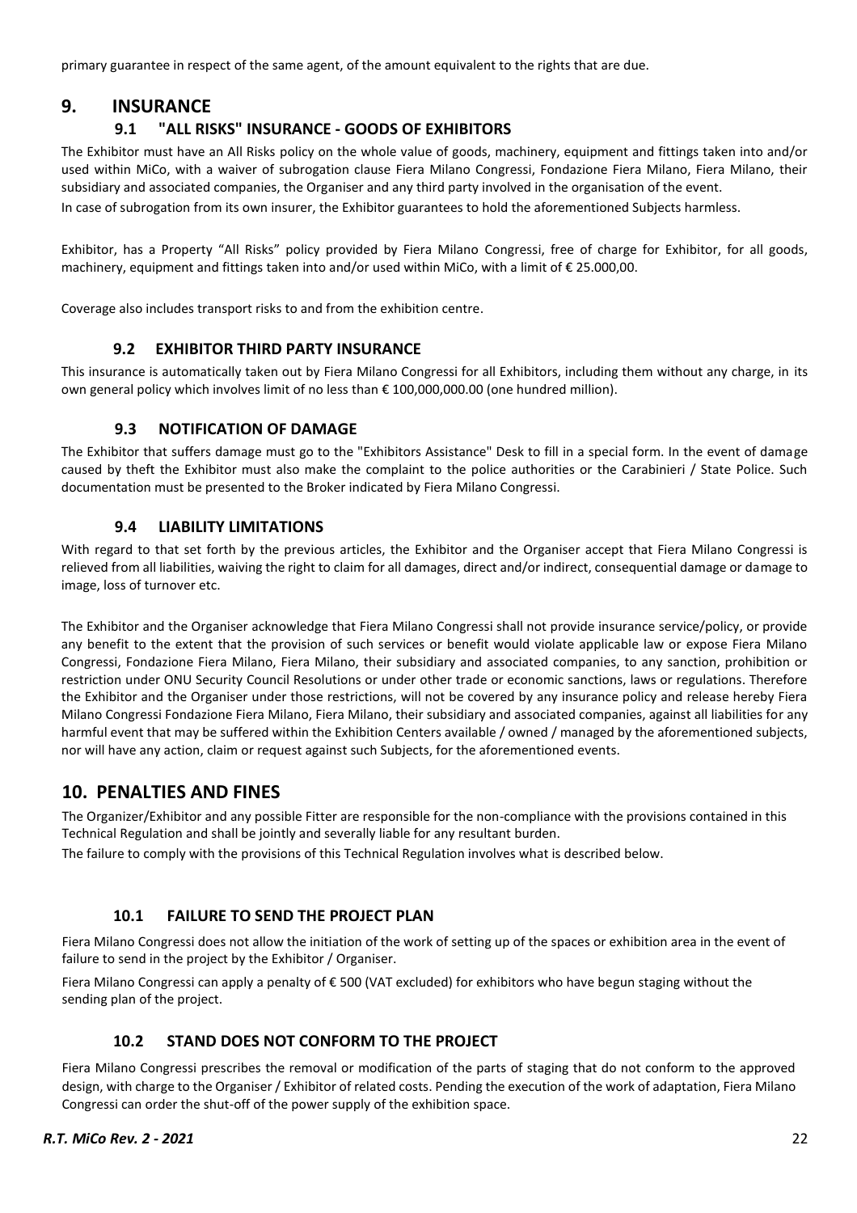primary guarantee in respect of the same agent, of the amount equivalent to the rights that are due.

## 9. INSURANCE

### 9.1 "ALL RISKS" INSURANCE - GOODS OF EXHIBITORS

The Exhibitor must have an All Risks policy on the whole value of goods, machinery, equipment and fittings taken into and/or used within MiCo, with a waiver of subrogation clause Fiera Milano Congressi, Fondazione Fiera Milano, Fiera Milano, their subsidiary and associated companies, the Organiser and any third party involved in the organisation of the event.

In case of subrogation from its own insurer, the Exhibitor guarantees to hold the aforementioned Subjects harmless.

Exhibitor, has a Property "All Risks" policy provided by Fiera Milano Congressi, free of charge for Exhibitor, for all goods, machinery, equipment and fittings taken into and/or used within MiCo, with a limit of € 25.000,00.

Coverage also includes transport risks to and from the exhibition centre.

### 9.2 EXHIBITOR THIRD PARTY INSURANCE

This insurance is automatically taken out by Fiera Milano Congressi for all Exhibitors, including them without any charge, in its own general policy which involves limit of no less than € 100,000,000.00 (one hundred million).

### 9.3 NOTIFICATION OF DAMAGE

The Exhibitor that suffers damage must go to the "Exhibitors Assistance" Desk to fill in a special form. In the event of damage caused by theft the Exhibitor must also make the complaint to the police authorities or the Carabinieri / State Police. Such documentation must be presented to the Broker indicated by Fiera Milano Congressi.

### 9.4 LIABILITY LIMITATIONS

With regard to that set forth by the previous articles, the Exhibitor and the Organiser accept that Fiera Milano Congressi is relieved from all liabilities, waiving the right to claim for all damages, direct and/or indirect, consequential damage or damage to image, loss of turnover etc.

The Exhibitor and the Organiser acknowledge that Fiera Milano Congressi shall not provide insurance service/policy, or provide any benefit to the extent that the provision of such services or benefit would violate applicable law or expose Fiera Milano Congressi, Fondazione Fiera Milano, Fiera Milano, their subsidiary and associated companies, to any sanction, prohibition or restriction under ONU Security Council Resolutions or under other trade or economic sanctions, laws or regulations. Therefore the Exhibitor and the Organiser under those restrictions, will not be covered by any insurance policy and release hereby Fiera Milano Congressi Fondazione Fiera Milano, Fiera Milano, their subsidiary and associated companies, against all liabilities for any harmful event that may be suffered within the Exhibition Centers available / owned / managed by the aforementioned subjects, nor will have any action, claim or request against such Subjects, for the aforementioned events.

## 10. PENALTIES AND FINES

The Organizer/Exhibitor and any possible Fitter are responsible for the non-compliance with the provisions contained in this Technical Regulation and shall be jointly and severally liable for any resultant burden.

The failure to comply with the provisions of this Technical Regulation involves what is described below.

### 10.1 FAILURE TO SEND THE PROJECT PLAN

Fiera Milano Congressi does not allow the initiation of the work of setting up of the spaces or exhibition area in the event of failure to send in the project by the Exhibitor / Organiser.

Fiera Milano Congressi can apply a penalty of € 500 (VAT excluded) for exhibitors who have begun staging without the sending plan of the project.

### 10.2 STAND DOES NOT CONFORM TO THE PROJECT

Fiera Milano Congressi prescribes the removal or modification of the parts of staging that do not conform to the approved design, with charge to the Organiser / Exhibitor of related costs. Pending the execution of the work of adaptation, Fiera Milano Congressi can order the shut-off of the power supply of the exhibition space.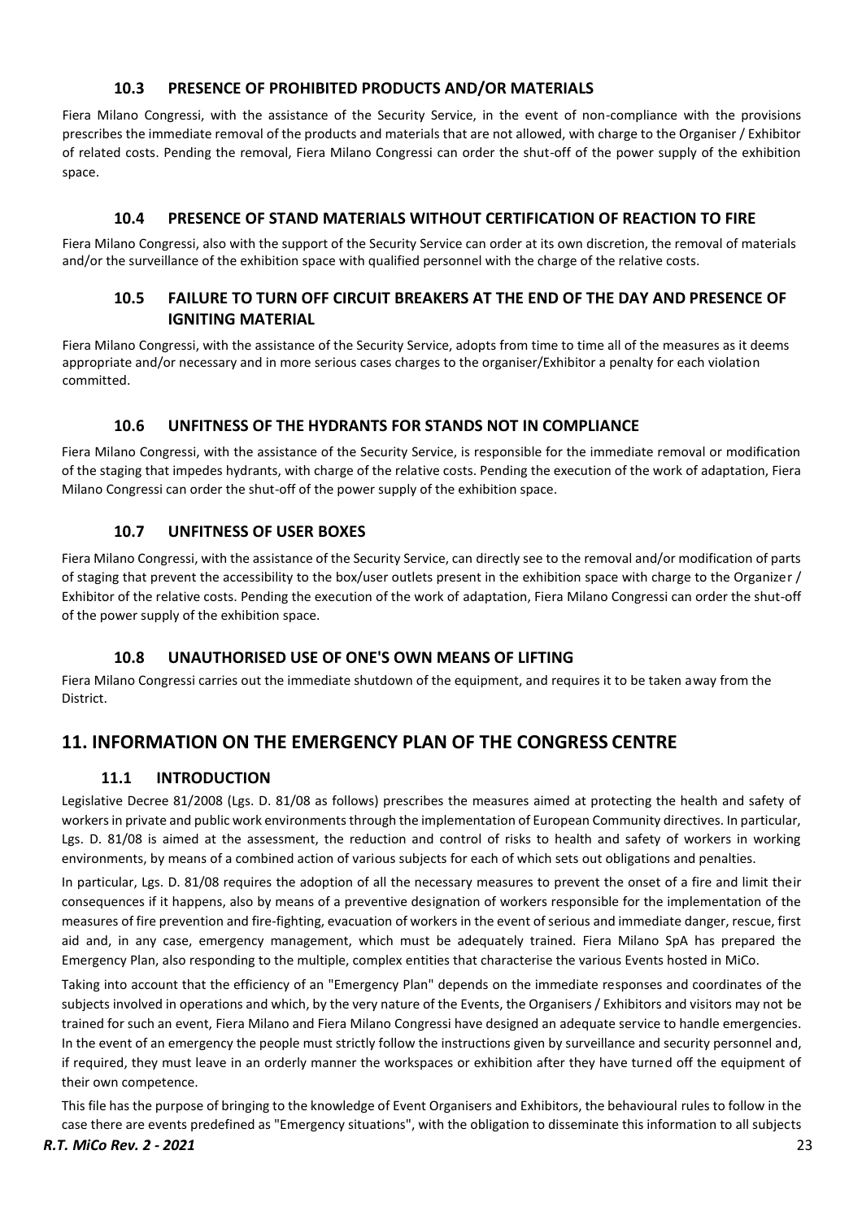### 10.3 PRESENCE OF PROHIBITED PRODUCTS AND/OR MATERIALS

Fiera Milano Congressi, with the assistance of the Security Service, in the event of non-compliance with the provisions prescribes the immediate removal of the products and materials that are not allowed, with charge to the Organiser / Exhibitor of related costs. Pending the removal, Fiera Milano Congressi can order the shut-off of the power supply of the exhibition space.

### 10.4 PRESENCE OF STAND MATERIALS WITHOUT CERTIFICATION OF REACTION TO FIRE

Fiera Milano Congressi, also with the support of the Security Service can order at its own discretion, the removal of materials and/or the surveillance of the exhibition space with qualified personnel with the charge of the relative costs.

### 10.5 FAILURE TO TURN OFF CIRCUIT BREAKERS AT THE END OF THE DAY AND PRESENCE OF IGNITING MATERIAL

Fiera Milano Congressi, with the assistance of the Security Service, adopts from time to time all of the measures as it deems appropriate and/or necessary and in more serious cases charges to the organiser/Exhibitor a penalty for each violation committed.

### 10.6 UNFITNESS OF THE HYDRANTS FOR STANDS NOT IN COMPLIANCE

Fiera Milano Congressi, with the assistance of the Security Service, is responsible for the immediate removal or modification of the staging that impedes hydrants, with charge of the relative costs. Pending the execution of the work of adaptation, Fiera Milano Congressi can order the shut-off of the power supply of the exhibition space.

### 10.7 UNFITNESS OF USER BOXES

Fiera Milano Congressi, with the assistance of the Security Service, can directly see to the removal and/or modification of parts of staging that prevent the accessibility to the box/user outlets present in the exhibition space with charge to the Organizer / Exhibitor of the relative costs. Pending the execution of the work of adaptation, Fiera Milano Congressi can order the shut-off of the power supply of the exhibition space.

### 10.8 UNAUTHORISED USE OF ONE'S OWN MEANS OF LIFTING

Fiera Milano Congressi carries out the immediate shutdown of the equipment, and requires it to be taken away from the District.

## 11. INFORMATION ON THE EMERGENCY PLAN OF THE CONGRESS CENTRE

### 11.1 INTRODUCTION

Legislative Decree 81/2008 (Lgs. D. 81/08 as follows) prescribes the measures aimed at protecting the health and safety of workers in private and public work environments through the implementation of European Community directives. In particular, Lgs. D. 81/08 is aimed at the assessment, the reduction and control of risks to health and safety of workers in working environments, by means of a combined action of various subjects for each of which sets out obligations and penalties.

In particular, Lgs. D. 81/08 requires the adoption of all the necessary measures to prevent the onset of a fire and limit their consequences if it happens, also by means of a preventive designation of workers responsible for the implementation of the measures of fire prevention and fire-fighting, evacuation of workers in the event of serious and immediate danger, rescue, first aid and, in any case, emergency management, which must be adequately trained. Fiera Milano SpA has prepared the Emergency Plan, also responding to the multiple, complex entities that characterise the various Events hosted in MiCo.

Taking into account that the efficiency of an "Emergency Plan" depends on the immediate responses and coordinates of the subjects involved in operations and which, by the very nature of the Events, the Organisers / Exhibitors and visitors may not be trained for such an event, Fiera Milano and Fiera Milano Congressi have designed an adequate service to handle emergencies. In the event of an emergency the people must strictly follow the instructions given by surveillance and security personnel and, if required, they must leave in an orderly manner the workspaces or exhibition after they have turned off the equipment of their own competence.

This file has the purpose of bringing to the knowledge of Event Organisers and Exhibitors, the behavioural rules to follow in the case there are events predefined as "Emergency situations", with the obligation to disseminate this information to all subjects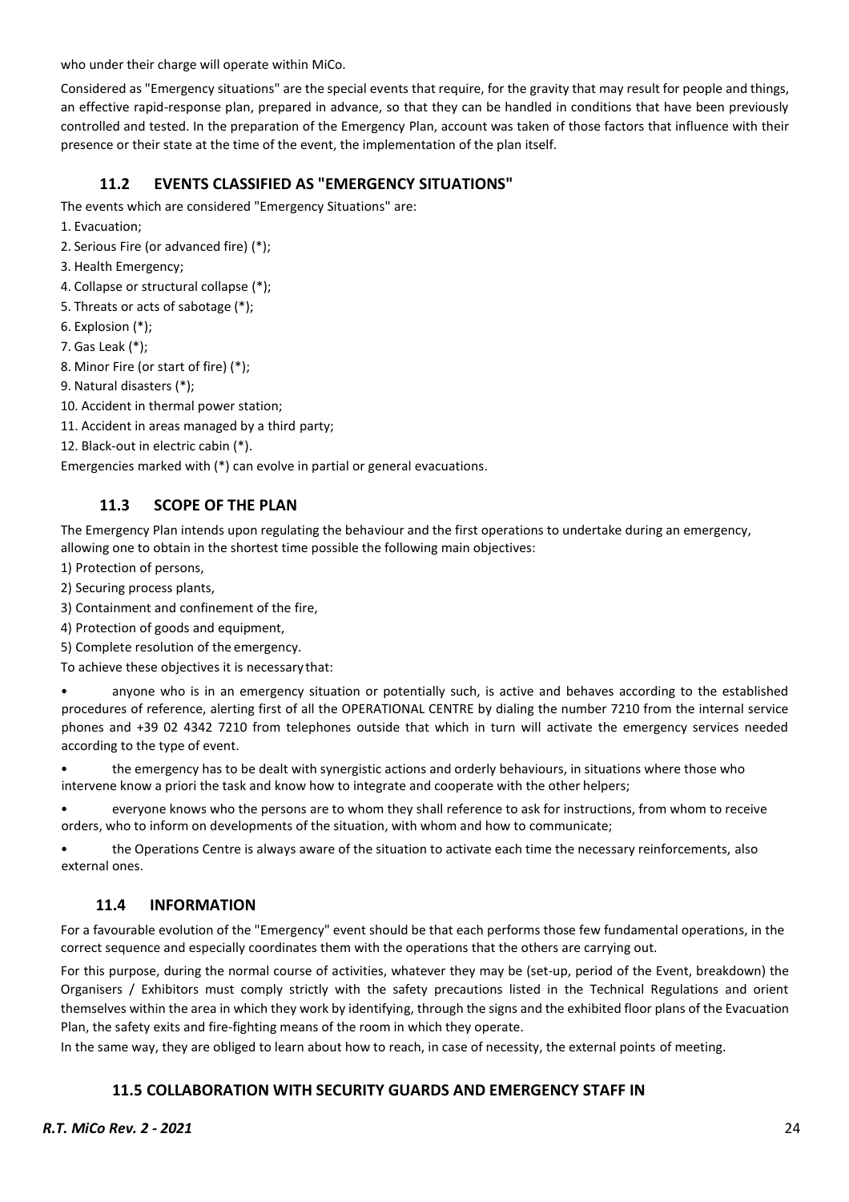who under their charge will operate within MiCo.

Considered as "Emergency situations" are the special events that require, for the gravity that may result for people and things, an effective rapid-response plan, prepared in advance, so that they can be handled in conditions that have been previously controlled and tested. In the preparation of the Emergency Plan, account was taken of those factors that influence with their presence or their state at the time of the event, the implementation of the plan itself.

## 11.2 EVENTS CLASSIFIED AS "EMERGENCY SITUATIONS"

The events which are considered "Emergency Situations" are:

1. Evacuation;
2. Serious Fire (or advanced fire) (*);
3. Health Emergency;
4. Collapse or structural collapse (*);
5. Threats or acts of sabotage (*);
6. Explosion (*);
7. Gas Leak (*);
8. Minor Fire (or start of fire) (*);
9. Natural disasters (*);
10. Accident in thermal power station;
11. Accident in areas managed by a third party;
12. Black-out in electric cabin (*).

Emergencies marked with (*) can evolve in partial or general evacuations.

## 11.3 SCOPE OF THE PLAN

The Emergency Plan intends upon regulating the behaviour and the first operations to undertake during an emergency, allowing one to obtain in the shortest time possible the following main objectives:

1) Protection of persons,
2) Securing process plants,
3) Containment and confinement of the fire,
4) Protection of goods and equipment,
5) Complete resolution of the emergency.

To achieve these objectives it is necessary that:

- anyone who is in an emergency situation or potentially such, is active and behaves according to the established procedures of reference, alerting first of all the OPERATIONAL CENTRE by dialing the number 7210 from the internal service phones and +39 02 4342 7210 from telephones outside that which in turn will activate the emergency services needed according to the type of event.
- the emergency has to be dealt with synergistic actions and orderly behaviours, in situations where those who intervene know a priori the task and know how to integrate and cooperate with the other helpers;
- everyone knows who the persons are to whom they shall reference to ask for instructions, from whom to receive orders, who to inform on developments of the situation, with whom and how to communicate;
- the Operations Centre is always aware of the situation to activate each time the necessary reinforcements, also external ones.

## 11.4 INFORMATION

For a favourable evolution of the "Emergency" event should be that each performs those few fundamental operations, in the correct sequence and especially coordinates them with the operations that the others are carrying out.

For this purpose, during the normal course of activities, whatever they may be (set-up, period of the Event, breakdown) the Organisers / Exhibitors must comply strictly with the safety precautions listed in the Technical Regulations and orient themselves within the area in which they work by identifying, through the signs and the exhibited floor plans of the Evacuation Plan, the safety exits and fire-fighting means of the room in which they operate.

In the same way, they are obliged to learn about how to reach, in case of necessity, the external points of meeting.

## 11.5 COLLABORATION WITH SECURITY GUARDS AND EMERGENCY STAFF IN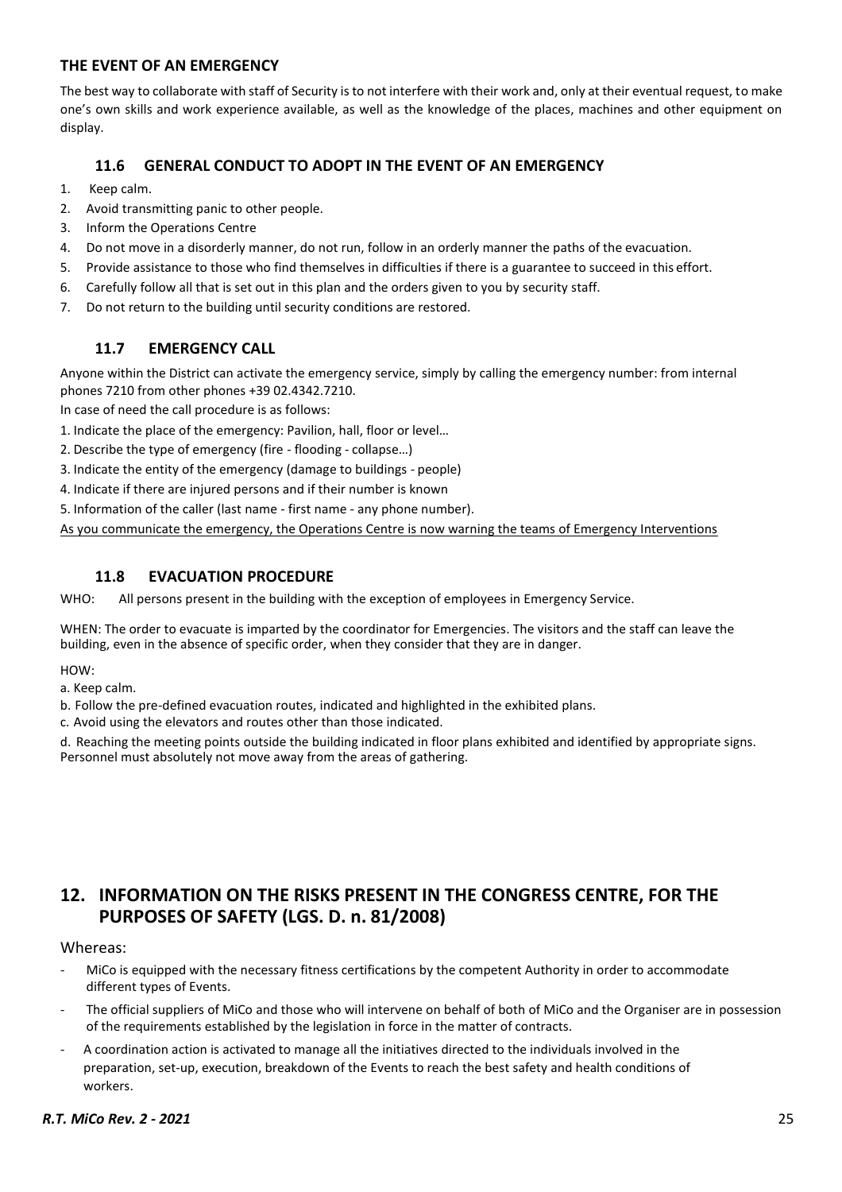### THE EVENT OF AN EMERGENCY

The best way to collaborate with staff of Security is to not interfere with their work and, only at their eventual request, to make one's own skills and work experience available, as well as the knowledge of the places, machines and other equipment on display.

### 11.6 GENERAL CONDUCT TO ADOPT IN THE EVENT OF AN EMERGENCY

1. Keep calm.
2. Avoid transmitting panic to other people.
3. Inform the Operations Centre
4. Do not move in a disorderly manner, do not run, follow in an orderly manner the paths of the evacuation.
5. Provide assistance to those who find themselves in difficulties if there is a guarantee to succeed in this effort.
6. Carefully follow all that is set out in this plan and the orders given to you by security staff.
7. Do not return to the building until security conditions are restored.

### 11.7 EMERGENCY CALL

Anyone within the District can activate the emergency service, simply by calling the emergency number: from internal phones 7210 from other phones +39 02.4342.7210.

In case of need the call procedure is as follows:

1. Indicate the place of the emergency: Pavilion, hall, floor or level…
2. Describe the type of emergency (fire - flooding - collapse…)
3. Indicate the entity of the emergency (damage to buildings - people)
4. Indicate if there are injured persons and if their number is known
5. Information of the caller (last name - first name - any phone number).

<u>As you communicate the emergency, the Operations Centre is now warning the teams of Emergency Interventions</u>

### 11.8 EVACUATION PROCEDURE

WHO: All persons present in the building with the exception of employees in Emergency Service.

WHEN: The order to evacuate is imparted by the coordinator for Emergencies. The visitors and the staff can leave the building, even in the absence of specific order, when they consider that they are in danger.

HOW:

a. Keep calm.

b. Follow the pre-defined evacuation routes, indicated and highlighted in the exhibited plans.

c. Avoid using the elevators and routes other than those indicated.

d. Reaching the meeting points outside the building indicated in floor plans exhibited and identified by appropriate signs. Personnel must absolutely not move away from the areas of gathering.

## 12. INFORMATION ON THE RISKS PRESENT IN THE CONGRESS CENTRE, FOR THE PURPOSES OF SAFETY (LGS. D. n. 81/2008)

Whereas:

- MiCo is equipped with the necessary fitness certifications by the competent Authority in order to accommodate different types of Events.
- The official suppliers of MiCo and those who will intervene on behalf of both of MiCo and the Organiser are in possession of the requirements established by the legislation in force in the matter of contracts.
- A coordination action is activated to manage all the initiatives directed to the individuals involved in the preparation, set-up, execution, breakdown of the Events to reach the best safety and health conditions of workers.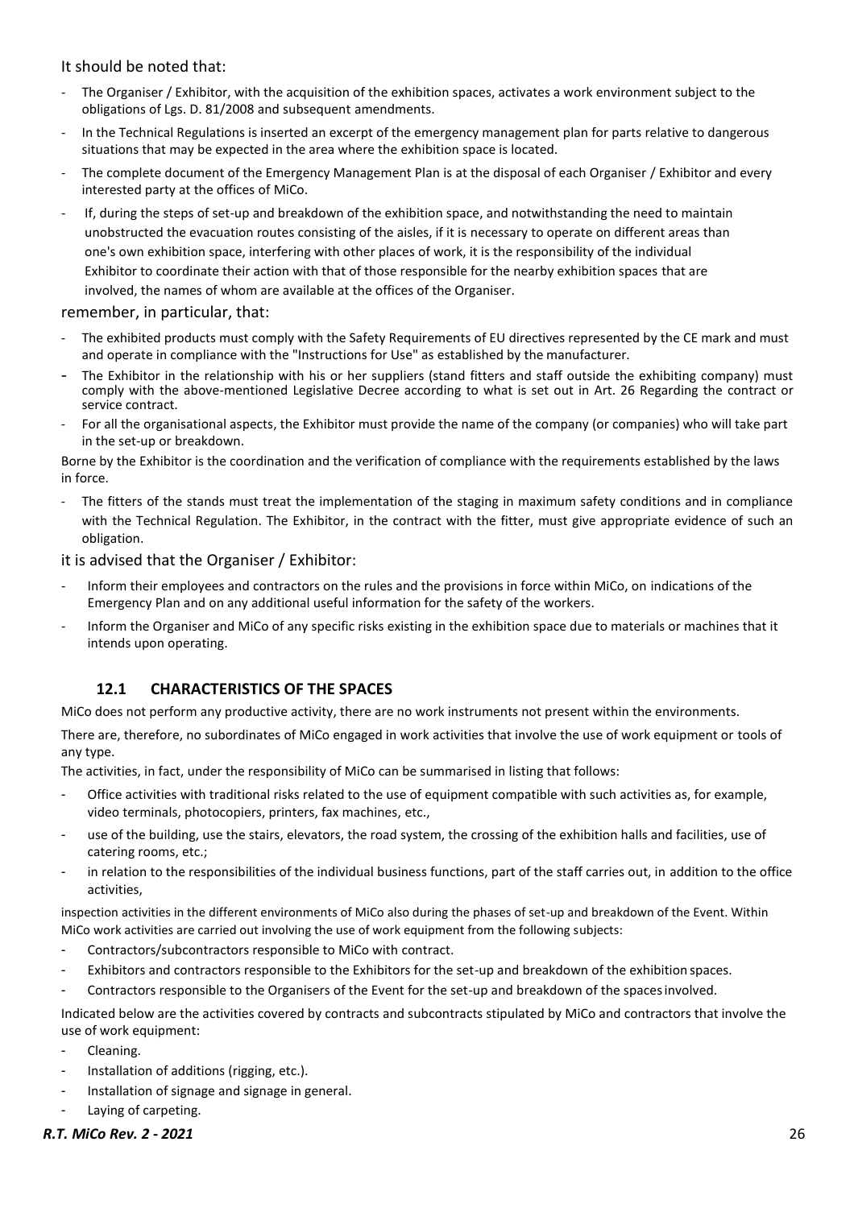It should be noted that:

- The Organiser / Exhibitor, with the acquisition of the exhibition spaces, activates a work environment subject to the obligations of Lgs. D. 81/2008 and subsequent amendments.
- In the Technical Regulations is inserted an excerpt of the emergency management plan for parts relative to dangerous situations that may be expected in the area where the exhibition space is located.
- The complete document of the Emergency Management Plan is at the disposal of each Organiser / Exhibitor and every interested party at the offices of MiCo.
- If, during the steps of set-up and breakdown of the exhibition space, and notwithstanding the need to maintain unobstructed the evacuation routes consisting of the aisles, if it is necessary to operate on different areas than one's own exhibition space, interfering with other places of work, it is the responsibility of the individual Exhibitor to coordinate their action with that of those responsible for the nearby exhibition spaces that are involved, the names of whom are available at the offices of the Organiser.

remember, in particular, that:

- The exhibited products must comply with the Safety Requirements of EU directives represented by the CE mark and must and operate in compliance with the "Instructions for Use" as established by the manufacturer.
- The Exhibitor in the relationship with his or her suppliers (stand fitters and staff outside the exhibiting company) must comply with the above-mentioned Legislative Decree according to what is set out in Art. 26 Regarding the contract or service contract.
- For all the organisational aspects, the Exhibitor must provide the name of the company (or companies) who will take part in the set-up or breakdown.

Borne by the Exhibitor is the coordination and the verification of compliance with the requirements established by the laws in force.

- The fitters of the stands must treat the implementation of the staging in maximum safety conditions and in compliance with the Technical Regulation. The Exhibitor, in the contract with the fitter, must give appropriate evidence of such an obligation.

it is advised that the Organiser / Exhibitor:

- Inform their employees and contractors on the rules and the provisions in force within MiCo, on indications of the Emergency Plan and on any additional useful information for the safety of the workers.
- Inform the Organiser and MiCo of any specific risks existing in the exhibition space due to materials or machines that it intends upon operating.

## 12.1 CHARACTERISTICS OF THE SPACES

MiCo does not perform any productive activity, there are no work instruments not present within the environments.

There are, therefore, no subordinates of MiCo engaged in work activities that involve the use of work equipment or tools of any type.

The activities, in fact, under the responsibility of MiCo can be summarised in listing that follows:

- Office activities with traditional risks related to the use of equipment compatible with such activities as, for example, video terminals, photocopiers, printers, fax machines, etc.,
- use of the building, use the stairs, elevators, the road system, the crossing of the exhibition halls and facilities, use of catering rooms, etc.;
- in relation to the responsibilities of the individual business functions, part of the staff carries out, in addition to the office activities,

inspection activities in the different environments of MiCo also during the phases of set-up and breakdown of the Event. Within MiCo work activities are carried out involving the use of work equipment from the following subjects:

- Contractors/subcontractors responsible to MiCo with contract.
- Exhibitors and contractors responsible to the Exhibitors for the set-up and breakdown of the exhibition spaces.
- Contractors responsible to the Organisers of the Event for the set-up and breakdown of the spaces involved.

Indicated below are the activities covered by contracts and subcontracts stipulated by MiCo and contractors that involve the use of work equipment:

- Cleaning.
- Installation of additions (rigging, etc.).
- Installation of signage and signage in general.
- Laying of carpeting.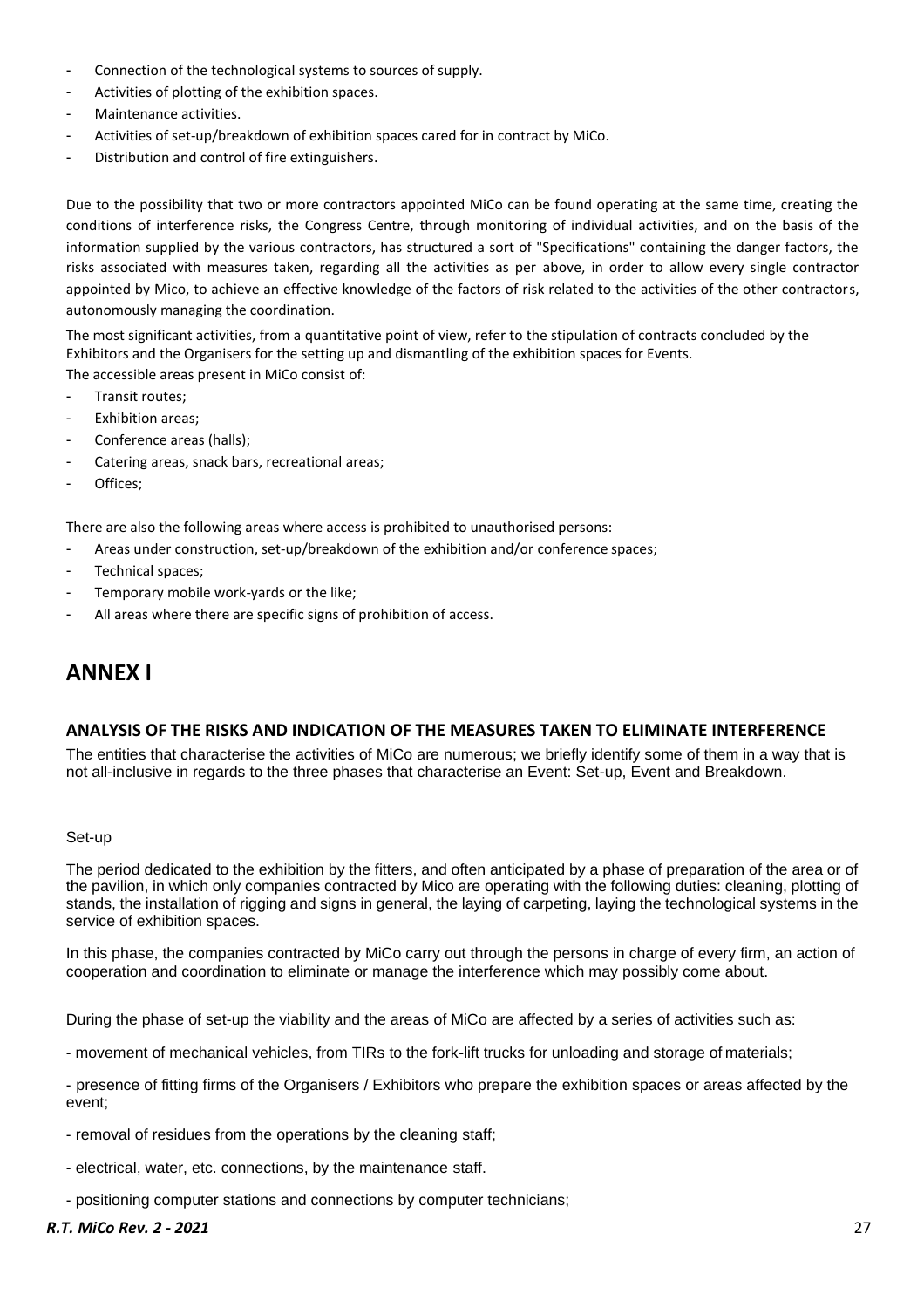- Connection of the technological systems to sources of supply.
- Activities of plotting of the exhibition spaces.
- Maintenance activities.
- Activities of set-up/breakdown of exhibition spaces cared for in contract by MiCo.
- Distribution and control of fire extinguishers.

Due to the possibility that two or more contractors appointed MiCo can be found operating at the same time, creating the conditions of interference risks, the Congress Centre, through monitoring of individual activities, and on the basis of the information supplied by the various contractors, has structured a sort of "Specifications" containing the danger factors, the risks associated with measures taken, regarding all the activities as per above, in order to allow every single contractor appointed by Mico, to achieve an effective knowledge of the factors of risk related to the activities of the other contractors, autonomously managing the coordination.

The most significant activities, from a quantitative point of view, refer to the stipulation of contracts concluded by the Exhibitors and the Organisers for the setting up and dismantling of the exhibition spaces for Events.

The accessible areas present in MiCo consist of:

- Transit routes;
- Exhibition areas;
- Conference areas (halls);
- Catering areas, snack bars, recreational areas;
- Offices;

There are also the following areas where access is prohibited to unauthorised persons:

- Areas under construction, set-up/breakdown of the exhibition and/or conference spaces;
- Technical spaces;
- Temporary mobile work-yards or the like;
- All areas where there are specific signs of prohibition of access.

# ANNEX I

### ANALYSIS OF THE RISKS AND INDICATION OF THE MEASURES TAKEN TO ELIMINATE INTERFERENCE

The entities that characterise the activities of MiCo are numerous; we briefly identify some of them in a way that is not all-inclusive in regards to the three phases that characterise an Event: Set-up, Event and Breakdown.

Set-up

The period dedicated to the exhibition by the fitters, and often anticipated by a phase of preparation of the area or of the pavilion, in which only companies contracted by Mico are operating with the following duties: cleaning, plotting of stands, the installation of rigging and signs in general, the laying of carpeting, laying the technological systems in the service of exhibition spaces.

In this phase, the companies contracted by MiCo carry out through the persons in charge of every firm, an action of cooperation and coordination to eliminate or manage the interference which may possibly come about.

During the phase of set-up the viability and the areas of MiCo are affected by a series of activities such as:

- movement of mechanical vehicles, from TIRs to the fork-lift trucks for unloading and storage of materials;

- presence of fitting firms of the Organisers / Exhibitors who prepare the exhibition spaces or areas affected by the event;

- removal of residues from the operations by the cleaning staff;

- electrical, water, etc. connections, by the maintenance staff.

- positioning computer stations and connections by computer technicians;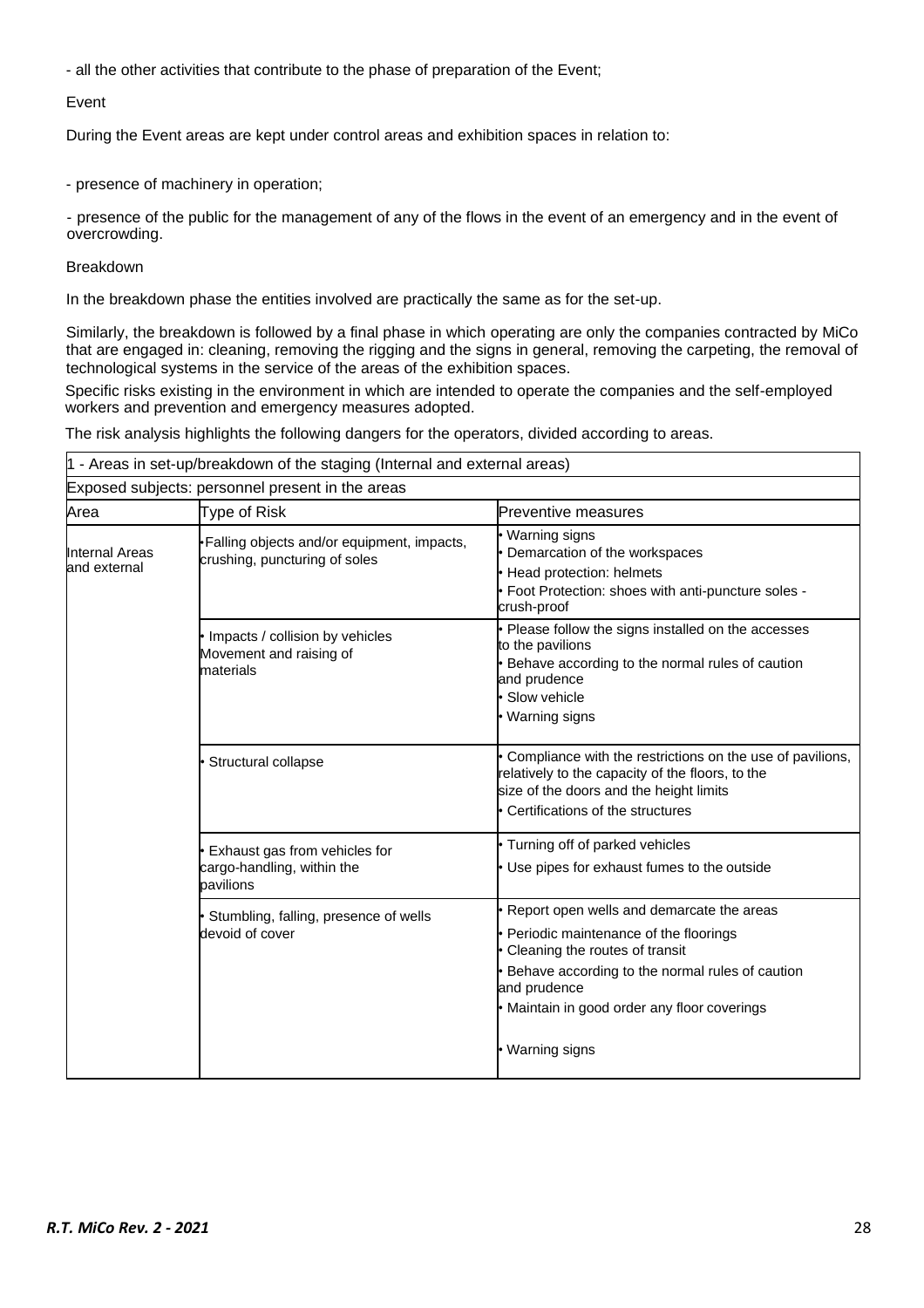- all the other activities that contribute to the phase of preparation of the Event;

Event

During the Event areas are kept under control areas and exhibition spaces in relation to:

- presence of machinery in operation;

- presence of the public for the management of any of the flows in the event of an emergency and in the event of overcrowding.

Breakdown

In the breakdown phase the entities involved are practically the same as for the set-up.

Similarly, the breakdown is followed by a final phase in which operating are only the companies contracted by MiCo that are engaged in: cleaning, removing the rigging and the signs in general, removing the carpeting, the removal of technological systems in the service of the areas of the exhibition spaces.

Specific risks existing in the environment in which are intended to operate the companies and the self-employed workers and prevention and emergency measures adopted.

The risk analysis highlights the following dangers for the operators, divided according to areas.

| 1 - Areas in set-up/breakdown of the staging (Internal and external areas) | | |
|---|---|---|
| Exposed subjects: personnel present in the areas | | |
| Area | Type of Risk | Preventive measures |
| Internal Areas and external | • Falling objects and/or equipment, impacts, crushing, puncturing of soles | • Warning signs<br>• Demarcation of the workspaces<br>• Head protection: helmets<br>• Foot Protection: shoes with anti-puncture soles - crush-proof |
| | • Impacts / collision by vehicles Movement and raising of materials | • Please follow the signs installed on the accesses to the pavilions<br>• Behave according to the normal rules of caution and prudence<br>• Slow vehicle<br>• Warning signs |
| | • Structural collapse | • Compliance with the restrictions on the use of pavilions, relatively to the capacity of the floors, to the size of the doors and the height limits<br>• Certifications of the structures |
| | • Exhaust gas from vehicles for cargo-handling, within the pavilions | • Turning off of parked vehicles<br>• Use pipes for exhaust fumes to the outside |
| | • Stumbling, falling, presence of wells devoid of cover | • Report open wells and demarcate the areas<br>• Periodic maintenance of the floorings<br>• Cleaning the routes of transit<br>• Behave according to the normal rules of caution and prudence<br>• Maintain in good order any floor coverings<br>• Warning signs |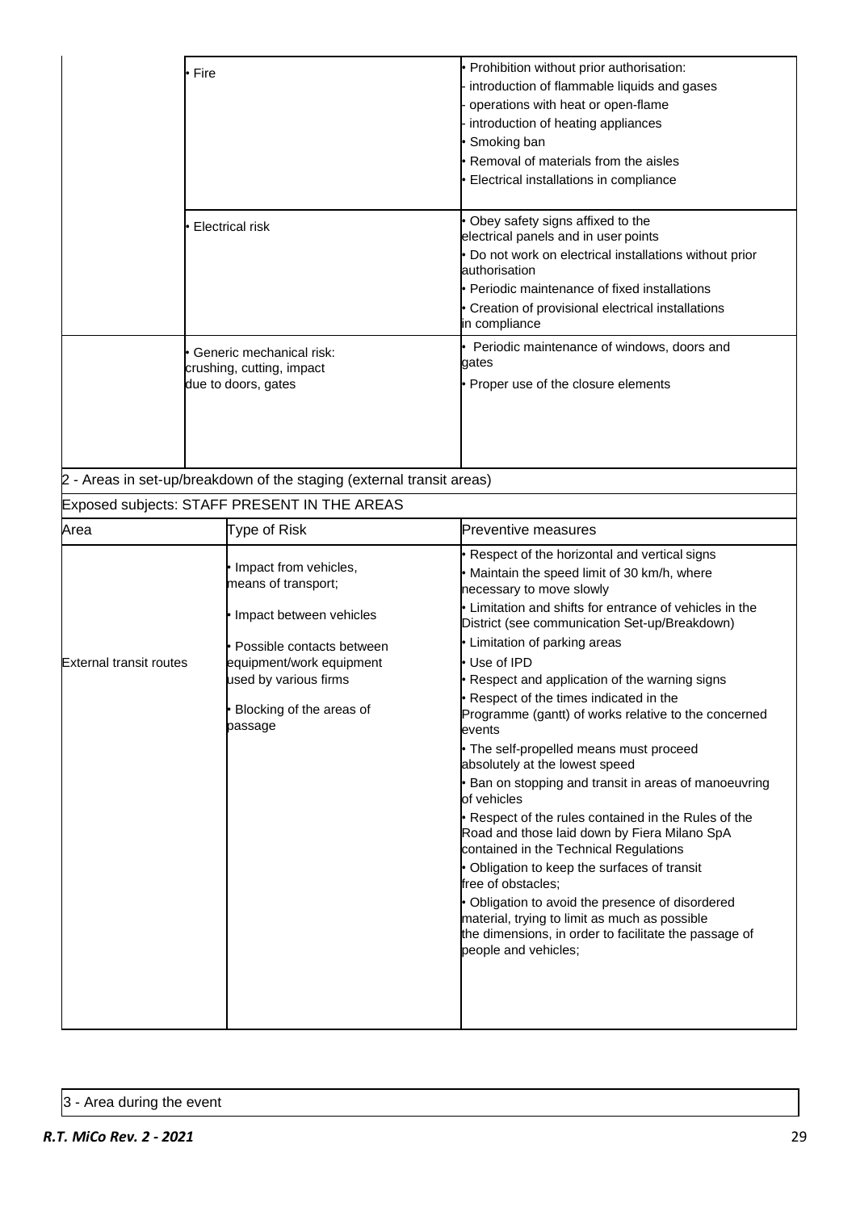| | Type of Risk | Preventive measures |
|---|---|---|
| | • Fire | • Prohibition without prior authorisation:<br>- introduction of flammable liquids and gases<br>- operations with heat or open-flame<br>- introduction of heating appliances<br>• Smoking ban<br>• Removal of materials from the aisles<br>• Electrical installations in compliance |
| | • Electrical risk | • Obey safety signs affixed to the electrical panels and in user points<br>• Do not work on electrical installations without prior authorisation<br>• Periodic maintenance of fixed installations<br>• Creation of provisional electrical installations in compliance |
| | • Generic mechanical risk: crushing, cutting, impact due to doors, gates | • Periodic maintenance of windows, doors and gates<br>• Proper use of the closure elements |

2 - Areas in set-up/breakdown of the staging (external transit areas)

Exposed subjects: STAFF PRESENT IN THE AREAS

| Area | Type of Risk | Preventive measures |
|---|---|---|
| External transit routes | • Impact from vehicles, means of transport;<br>• Impact between vehicles<br>• Possible contacts between equipment/work equipment used by various firms<br>• Blocking of the areas of passage | • Respect of the horizontal and vertical signs<br>• Maintain the speed limit of 30 km/h, where necessary to move slowly<br>• Limitation and shifts for entrance of vehicles in the District (see communication Set-up/Breakdown)<br>• Limitation of parking areas<br>• Use of IPD<br>• Respect and application of the warning signs<br>• Respect of the times indicated in the Programme (gantt) of works relative to the concerned events<br>• The self-propelled means must proceed absolutely at the lowest speed<br>• Ban on stopping and transit in areas of manoeuvring of vehicles<br>• Respect of the rules contained in the Rules of the Road and those laid down by Fiera Milano SpA contained in the Technical Regulations<br>• Obligation to keep the surfaces of transit free of obstacles;<br>• Obligation to avoid the presence of disordered material, trying to limit as much as possible the dimensions, in order to facilitate the passage of people and vehicles; |

3 - Area during the event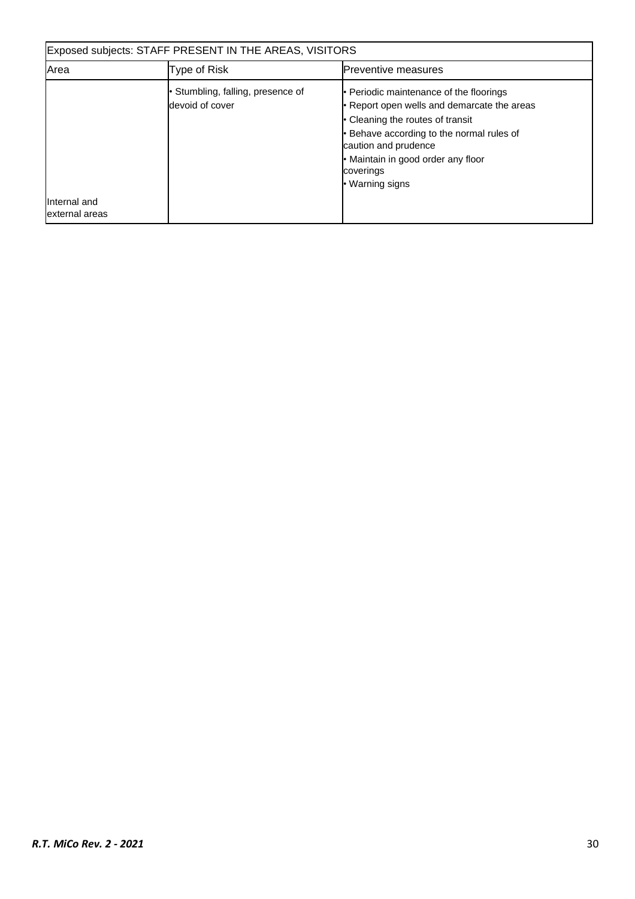| Exposed subjects: STAFF PRESENT IN THE AREAS, VISITORS | | |
|---|---|---|
| Area | Type of Risk | Preventive measures |
| Internal and external areas | • Stumbling, falling, presence of devoid of cover | • Periodic maintenance of the floorings<br>• Report open wells and demarcate the areas<br>• Cleaning the routes of transit<br>• Behave according to the normal rules of caution and prudence<br>• Maintain in good order any floor coverings<br>• Warning signs |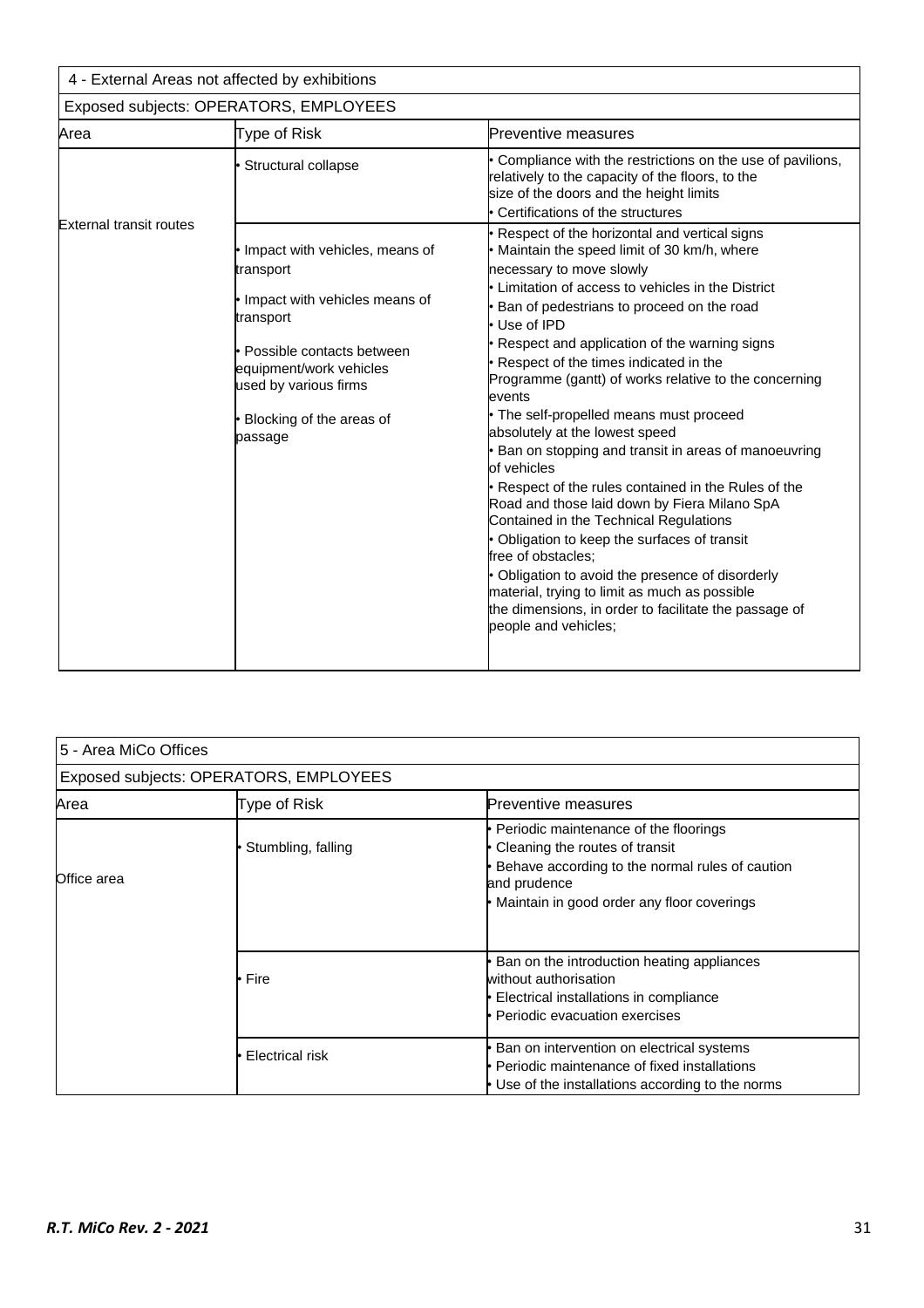| 4 - External Areas not affected by exhibitions | | |
|---|---|---|
| Exposed subjects: OPERATORS, EMPLOYEES | | |
| **Area** | **Type of Risk** | **Preventive measures** |
| External transit routes | • Structural collapse | • Compliance with the restrictions on the use of pavilions, relatively to the capacity of the floors, to the size of the doors and the height limits<br>• Certifications of the structures |
| | • Impact with vehicles, means of transport<br>• Impact with vehicles means of transport<br>• Possible contacts between equipment/work vehicles used by various firms<br>• Blocking of the areas of passage | • Respect of the horizontal and vertical signs<br>• Maintain the speed limit of 30 km/h, where necessary to move slowly<br>• Limitation of access to vehicles in the District<br>• Ban of pedestrians to proceed on the road<br>• Use of IPD<br>• Respect and application of the warning signs<br>• Respect of the times indicated in the Programme (gantt) of works relative to the concerning events<br>• The self-propelled means must proceed absolutely at the lowest speed<br>• Ban on stopping and transit in areas of manoeuvring of vehicles<br>• Respect of the rules contained in the Rules of the Road and those laid down by Fiera Milano SpA Contained in the Technical Regulations<br>• Obligation to keep the surfaces of transit free of obstacles;<br>• Obligation to avoid the presence of disorderly material, trying to limit as much as possible the dimensions, in order to facilitate the passage of people and vehicles; |

| 5 - Area MiCo Offices | | |
|---|---|---|
| Exposed subjects: OPERATORS, EMPLOYEES | | |
| **Area** | **Type of Risk** | **Preventive measures** |
| Office area | • Stumbling, falling | • Periodic maintenance of the floorings<br>• Cleaning the routes of transit<br>• Behave according to the normal rules of caution and prudence<br>• Maintain in good order any floor coverings |
| | • Fire | • Ban on the introduction heating appliances without authorisation<br>• Electrical installations in compliance<br>• Periodic evacuation exercises |
| | • Electrical risk | • Ban on intervention on electrical systems<br>• Periodic maintenance of fixed installations<br>• Use of the installations according to the norms |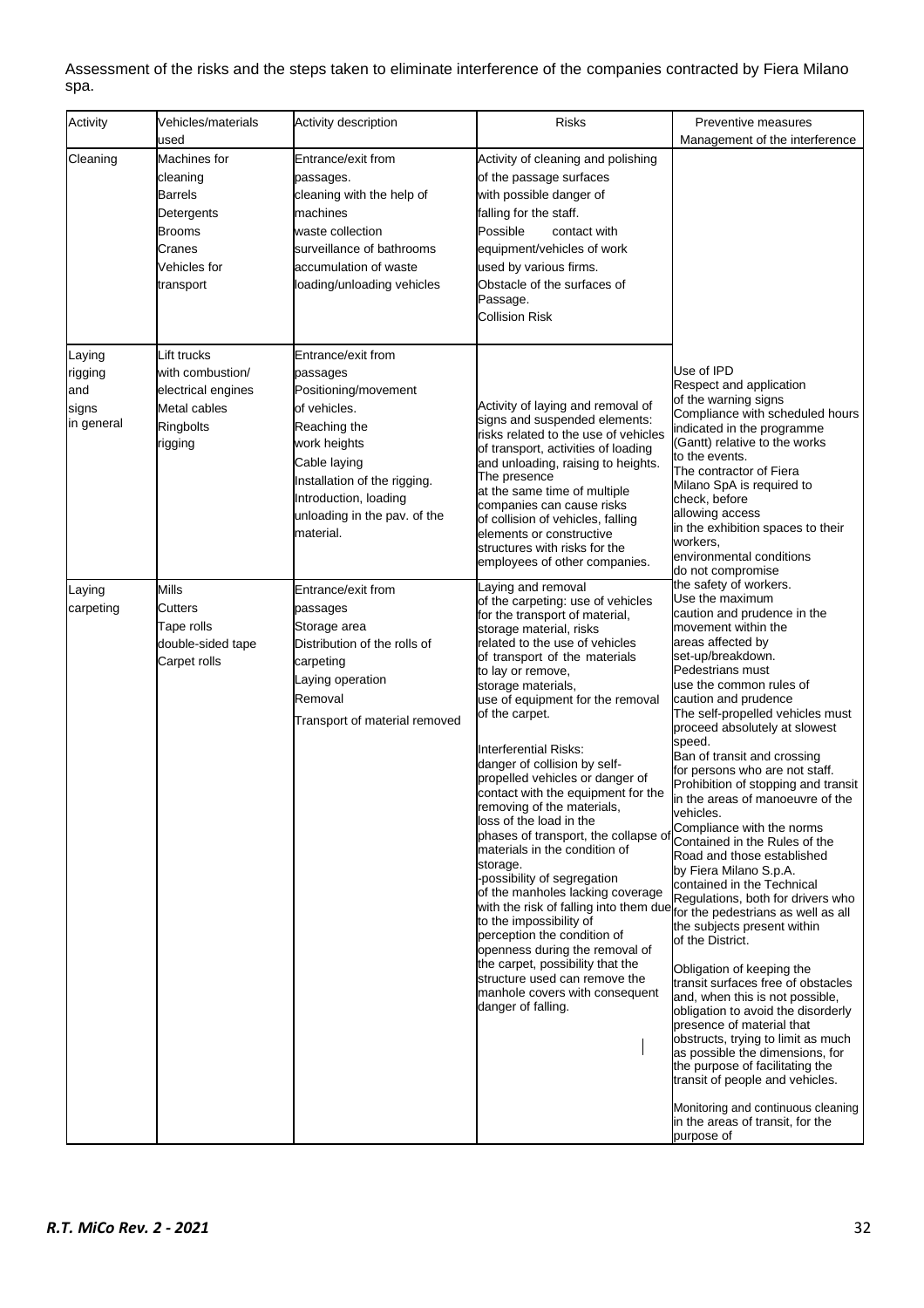Assessment of the risks and the steps taken to eliminate interference of the companies contracted by Fiera Milano spa.

| Activity | Vehicles/materials used | Activity description | Risks | Preventive measures Management of the interference |
|---|---|---|---|---|
| Cleaning | Machines for cleaning<br>Barrels<br>Detergents<br>Brooms<br>Cranes<br>Vehicles for transport | Entrance/exit from passages.<br>cleaning with the help of machines<br>waste collection<br>surveillance of bathrooms<br>accumulation of waste<br>loading/unloading vehicles | Activity of cleaning and polishing of the passage surfaces with possible danger of falling for the staff.<br>Possible contact with equipment/vehicles of work used by various firms.<br>Obstacle of the surfaces of Passage.<br>Collision Risk | Use of IPD<br>Respect and application of the warning signs<br>Compliance with scheduled hours indicated in the programme (Gantt) relative to the works to the events.<br>The contractor of Fiera Milano SpA is required to check, before allowing access in the exhibition spaces to their workers, environmental conditions do not compromise the safety of workers.<br>Use the maximum caution and prudence in the movement within the areas affected by set-up/breakdown.<br>Pedestrians must use the common rules of caution and prudence<br>The self-propelled vehicles must proceed absolutely at slowest speed.<br>Ban of transit and crossing for persons who are not staff.<br>Prohibition of stopping and transit in the areas of manoeuvre of the vehicles.<br>Compliance with the norms Contained in the Rules of the Road and those established by Fiera Milano S.p.A. contained in the Technical Regulations, both for drivers who for the pedestrians as well as all the subjects present within of the District.<br><br>Obligation of keeping the transit surfaces free of obstacles and, when this is not possible, obligation to avoid the disorderly presence of material that obstructs, trying to limit as much as possible the dimensions, for the purpose of facilitating the transit of people and vehicles.<br><br>Monitoring and continuous cleaning in the areas of transit, for the purpose of |
| Laying rigging and signs in general | Lift trucks with combustion/ electrical engines<br>Metal cables<br>Ringbolts<br>rigging | Entrance/exit from passages<br>Positioning/movement of vehicles.<br>Reaching the work heights<br>Cable laying<br>Installation of the rigging.<br>Introduction, loading unloading in the pav. of the material. | Activity of laying and removal of signs and suspended elements: risks related to the use of vehicles of transport, activities of loading and unloading, raising to heights. The presence at the same time of multiple companies can cause risks of collision of vehicles, falling elements or constructive structures with risks for the employees of other companies. | |
| Laying carpeting | Mills<br>Cutters<br>Tape rolls<br>double-sided tape<br>Carpet rolls | Entrance/exit from passages<br>Storage area<br>Distribution of the rolls of carpeting<br>Laying operation<br>Removal<br>Transport of material removed | Laying and removal of the carpeting: use of vehicles for the transport of material, storage material, risks related to the use of vehicles of transport of the materials to lay or remove, storage materials, use of equipment for the removal of the carpet.<br><br>Interferential Risks:<br>danger of collision by self-propelled vehicles or danger of contact with the equipment for the removing of the materials, loss of the load in the phases of transport, the collapse of materials in the condition of storage.<br>-possibility of segregation of the manholes lacking coverage with the risk of falling into them due to the impossibility of perception the condition of openness during the removal of the carpet, possibility that the structure used can remove the manhole covers with consequent danger of falling. | |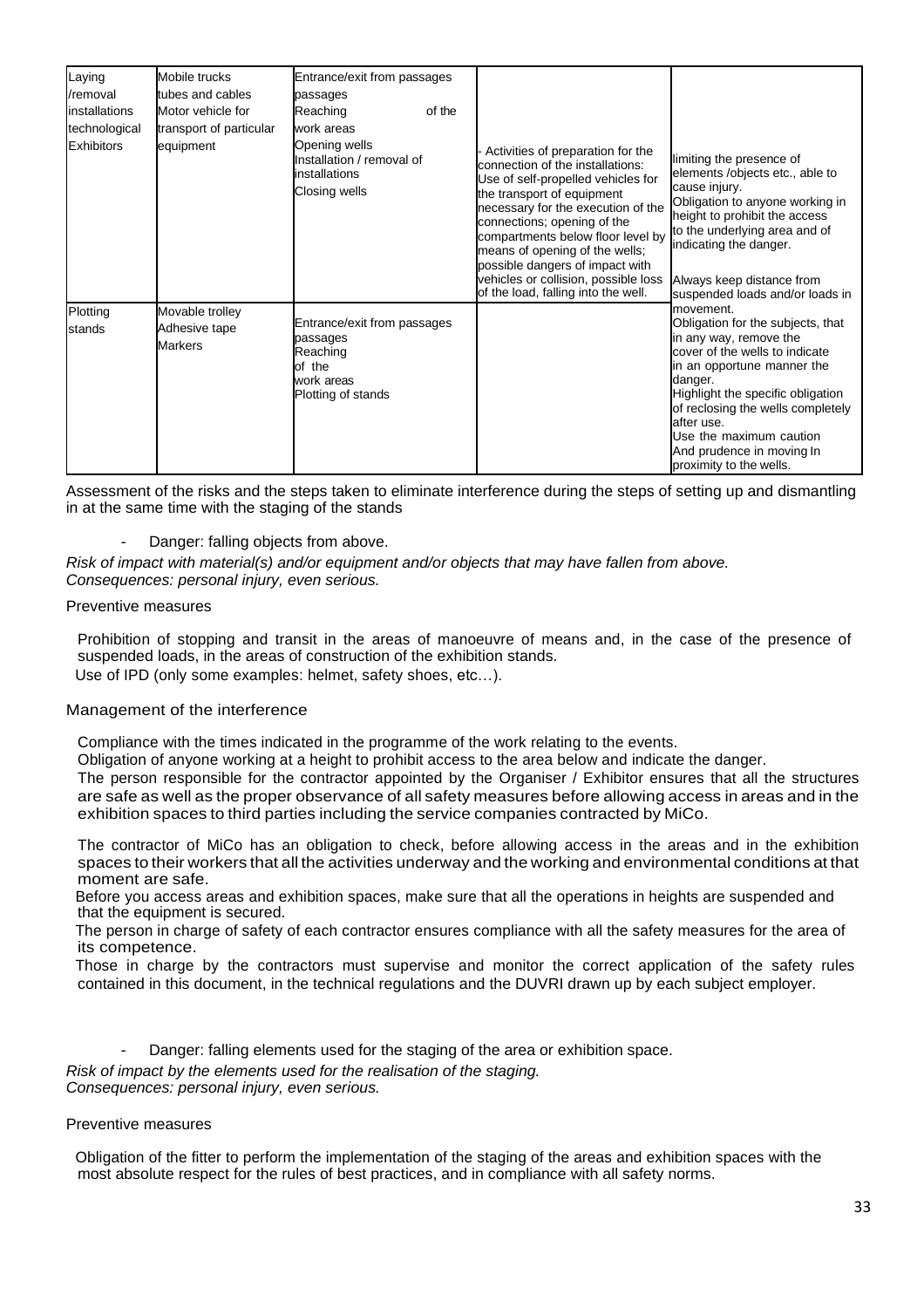| Laying /removal installations technological Exhibitors | Mobile trucks tubes and cables Motor vehicle for transport of particular equipment | Entrance/exit from passages passages Reaching of the work areas Opening wells Installation / removal of installations Closing wells | - Activities of preparation for the connection of the installations: Use of self-propelled vehicles for the transport of equipment necessary for the execution of the connections; opening of the compartments below floor level by means of opening of the wells; possible dangers of impact with vehicles or collision, possible loss of the load, falling into the well. | limiting the presence of elements /objects etc., able to cause injury. Obligation to anyone working in height to prohibit the access to the underlying area and of indicating the danger. Always keep distance from suspended loads and/or loads in movement. Obligation for the subjects, that in any way, remove the cover of the wells to indicate in an opportune manner the danger. Highlight the specific obligation of reclosing the wells completely after use. Use the maximum caution And prudence in moving In proximity to the wells. |
|---|---|---|---|---|
| Plotting stands | Movable trolley Adhesive tape Markers | Entrance/exit from passages passages Reaching of the work areas Plotting of stands | | |

Assessment of the risks and the steps taken to eliminate interference during the steps of setting up and dismantling in at the same time with the staging of the stands

- Danger: falling objects from above.

*Risk of impact with material(s) and/or equipment and/or objects that may have fallen from above.*
*Consequences: personal injury, even serious.*

Preventive measures

Prohibition of stopping and transit in the areas of manoeuvre of means and, in the case of the presence of suspended loads, in the areas of construction of the exhibition stands.
Use of IPD (only some examples: helmet, safety shoes, etc…).

Management of the interference

Compliance with the times indicated in the programme of the work relating to the events.
Obligation of anyone working at a height to prohibit access to the area below and indicate the danger.
The person responsible for the contractor appointed by the Organiser / Exhibitor ensures that all the structures are safe as well as the proper observance of all safety measures before allowing access in areas and in the exhibition spaces to third parties including the service companies contracted by MiCo.

The contractor of MiCo has an obligation to check, before allowing access in the areas and in the exhibition spaces to their workers that all the activities underway and the working and environmental conditions at that moment are safe.
Before you access areas and exhibition spaces, make sure that all the operations in heights are suspended and that the equipment is secured.
The person in charge of safety of each contractor ensures compliance with all the safety measures for the area of its competence.
Those in charge by the contractors must supervise and monitor the correct application of the safety rules contained in this document, in the technical regulations and the DUVRI drawn up by each subject employer.

- Danger: falling elements used for the staging of the area or exhibition space.

*Risk of impact by the elements used for the realisation of the staging.*
*Consequences: personal injury, even serious.*

Preventive measures

Obligation of the fitter to perform the implementation of the staging of the areas and exhibition spaces with the most absolute respect for the rules of best practices, and in compliance with all safety norms.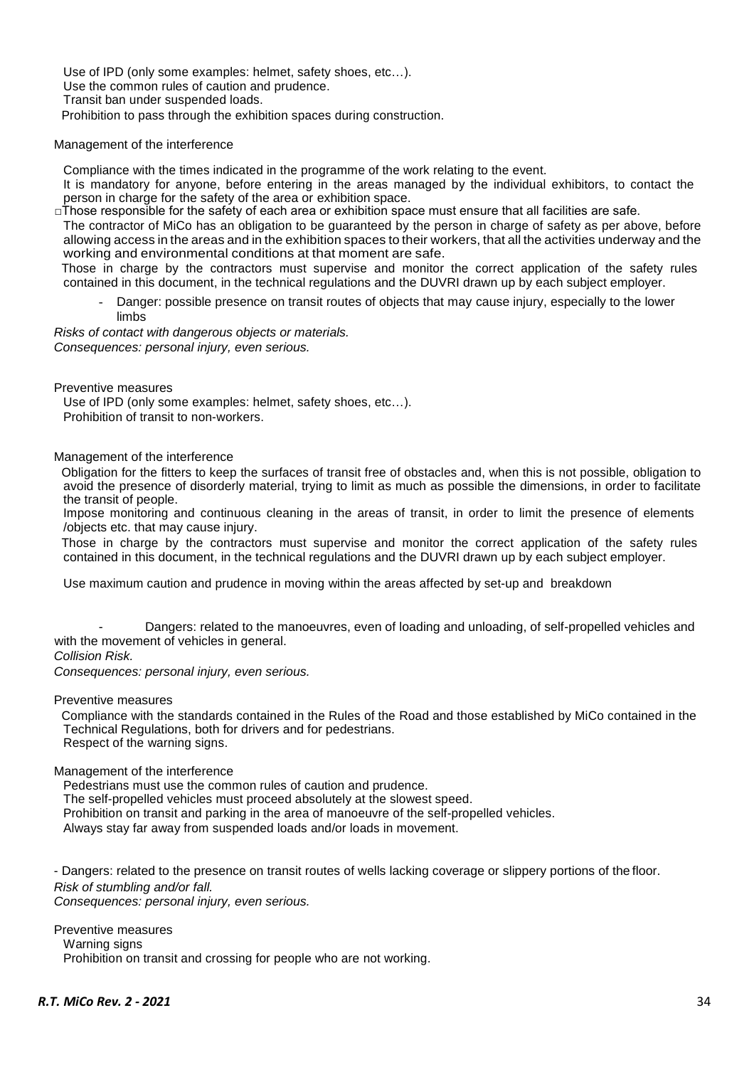Use of IPD (only some examples: helmet, safety shoes, etc…).
Use the common rules of caution and prudence.
Transit ban under suspended loads.
Prohibition to pass through the exhibition spaces during construction.

Management of the interference

Compliance with the times indicated in the programme of the work relating to the event.
It is mandatory for anyone, before entering in the areas managed by the individual exhibitors, to contact the person in charge for the safety of the area or exhibition space.
□Those responsible for the safety of each area or exhibition space must ensure that all facilities are safe.
The contractor of MiCo has an obligation to be guaranteed by the person in charge of safety as per above, before allowing access in the areas and in the exhibition spaces to their workers, that all the activities underway and the working and environmental conditions at that moment are safe.
Those in charge by the contractors must supervise and monitor the correct application of the safety rules contained in this document, in the technical regulations and the DUVRI drawn up by each subject employer.

- Danger: possible presence on transit routes of objects that may cause injury, especially to the lower limbs

*Risks of contact with dangerous objects or materials.*
*Consequences: personal injury, even serious.*

Preventive measures

Use of IPD (only some examples: helmet, safety shoes, etc…).
Prohibition of transit to non-workers.

Management of the interference

Obligation for the fitters to keep the surfaces of transit free of obstacles and, when this is not possible, obligation to avoid the presence of disorderly material, trying to limit as much as possible the dimensions, in order to facilitate the transit of people.
Impose monitoring and continuous cleaning in the areas of transit, in order to limit the presence of elements /objects etc. that may cause injury.
Those in charge by the contractors must supervise and monitor the correct application of the safety rules contained in this document, in the technical regulations and the DUVRI drawn up by each subject employer.

Use maximum caution and prudence in moving within the areas affected by set-up and breakdown

- Dangers: related to the manoeuvres, even of loading and unloading, of self-propelled vehicles and with the movement of vehicles in general.

*Collision Risk.*
*Consequences: personal injury, even serious.*

Preventive measures

Compliance with the standards contained in the Rules of the Road and those established by MiCo contained in the Technical Regulations, both for drivers and for pedestrians.
Respect of the warning signs.

Management of the interference

Pedestrians must use the common rules of caution and prudence.
The self-propelled vehicles must proceed absolutely at the slowest speed.
Prohibition on transit and parking in the area of manoeuvre of the self-propelled vehicles.
Always stay far away from suspended loads and/or loads in movement.

- Dangers: related to the presence on transit routes of wells lacking coverage or slippery portions of the floor.

*Risk of stumbling and/or fall.*
*Consequences: personal injury, even serious.*

Preventive measures

Warning signs
Prohibition on transit and crossing for people who are not working.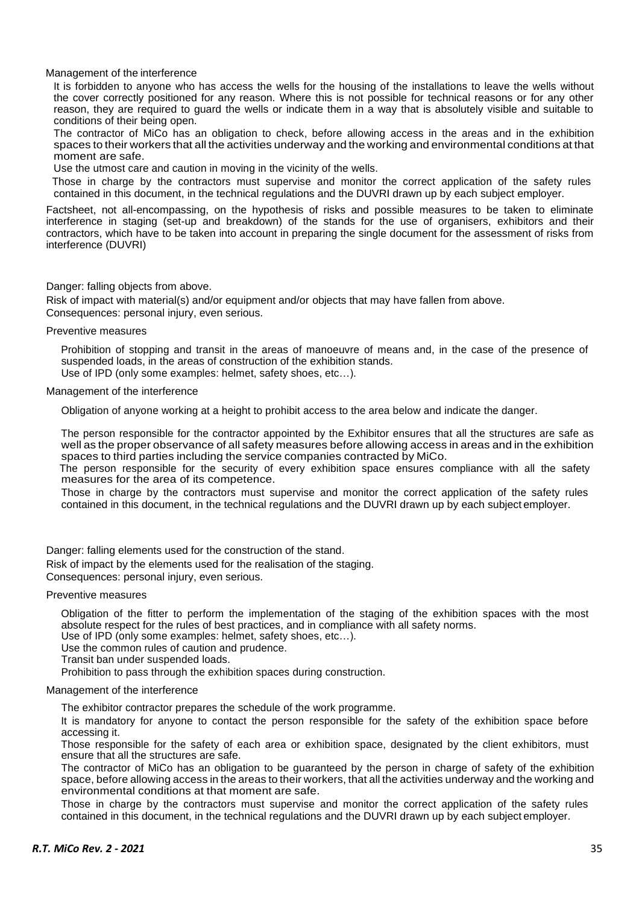Management of the interference

It is forbidden to anyone who has access the wells for the housing of the installations to leave the wells without the cover correctly positioned for any reason. Where this is not possible for technical reasons or for any other reason, they are required to guard the wells or indicate them in a way that is absolutely visible and suitable to conditions of their being open.

The contractor of MiCo has an obligation to check, before allowing access in the areas and in the exhibition spaces to their workers that all the activities underway and the working and environmental conditions at that moment are safe.

Use the utmost care and caution in moving in the vicinity of the wells.

Those in charge by the contractors must supervise and monitor the correct application of the safety rules contained in this document, in the technical regulations and the DUVRI drawn up by each subject employer.

Factsheet, not all-encompassing, on the hypothesis of risks and possible measures to be taken to eliminate interference in staging (set-up and breakdown) of the stands for the use of organisers, exhibitors and their contractors, which have to be taken into account in preparing the single document for the assessment of risks from interference (DUVRI)

Danger: falling objects from above.

Risk of impact with material(s) and/or equipment and/or objects that may have fallen from above.

Consequences: personal injury, even serious.

Preventive measures

Prohibition of stopping and transit in the areas of manoeuvre of means and, in the case of the presence of suspended loads, in the areas of construction of the exhibition stands.

Use of IPD (only some examples: helmet, safety shoes, etc…).

Management of the interference

Obligation of anyone working at a height to prohibit access to the area below and indicate the danger.

The person responsible for the contractor appointed by the Exhibitor ensures that all the structures are safe as well as the proper observance of all safety measures before allowing access in areas and in the exhibition spaces to third parties including the service companies contracted by MiCo.

The person responsible for the security of every exhibition space ensures compliance with all the safety measures for the area of its competence.

Those in charge by the contractors must supervise and monitor the correct application of the safety rules contained in this document, in the technical regulations and the DUVRI drawn up by each subject employer.

Danger: falling elements used for the construction of the stand.

Risk of impact by the elements used for the realisation of the staging.

Consequences: personal injury, even serious.

Preventive measures

Obligation of the fitter to perform the implementation of the staging of the exhibition spaces with the most absolute respect for the rules of best practices, and in compliance with all safety norms.

Use of IPD (only some examples: helmet, safety shoes, etc…).

Use the common rules of caution and prudence.

Transit ban under suspended loads.

Prohibition to pass through the exhibition spaces during construction.

Management of the interference

The exhibitor contractor prepares the schedule of the work programme.

It is mandatory for anyone to contact the person responsible for the safety of the exhibition space before accessing it.

Those responsible for the safety of each area or exhibition space, designated by the client exhibitors, must ensure that all the structures are safe.

The contractor of MiCo has an obligation to be guaranteed by the person in charge of safety of the exhibition space, before allowing access in the areas to their workers, that all the activities underway and the working and environmental conditions at that moment are safe.

Those in charge by the contractors must supervise and monitor the correct application of the safety rules contained in this document, in the technical regulations and the DUVRI drawn up by each subject employer.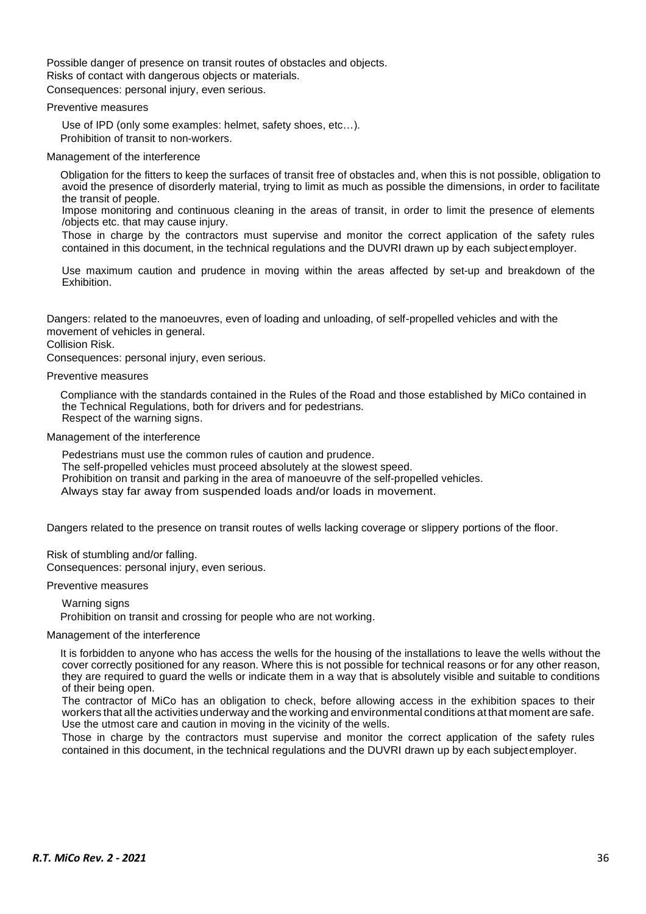Possible danger of presence on transit routes of obstacles and objects.
Risks of contact with dangerous objects or materials.
Consequences: personal injury, even serious.

Preventive measures

Use of IPD (only some examples: helmet, safety shoes, etc…).
Prohibition of transit to non-workers.

Management of the interference

Obligation for the fitters to keep the surfaces of transit free of obstacles and, when this is not possible, obligation to avoid the presence of disorderly material, trying to limit as much as possible the dimensions, in order to facilitate the transit of people.
Impose monitoring and continuous cleaning in the areas of transit, in order to limit the presence of elements /objects etc. that may cause injury.
Those in charge by the contractors must supervise and monitor the correct application of the safety rules contained in this document, in the technical regulations and the DUVRI drawn up by each subject employer.

Use maximum caution and prudence in moving within the areas affected by set-up and breakdown of the Exhibition.

Dangers: related to the manoeuvres, even of loading and unloading, of self-propelled vehicles and with the movement of vehicles in general.
Collision Risk.
Consequences: personal injury, even serious.

Preventive measures

Compliance with the standards contained in the Rules of the Road and those established by MiCo contained in the Technical Regulations, both for drivers and for pedestrians.
Respect of the warning signs.

Management of the interference

Pedestrians must use the common rules of caution and prudence.
The self-propelled vehicles must proceed absolutely at the slowest speed.
Prohibition on transit and parking in the area of manoeuvre of the self-propelled vehicles.
Always stay far away from suspended loads and/or loads in movement.

Dangers related to the presence on transit routes of wells lacking coverage or slippery portions of the floor.

Risk of stumbling and/or falling.
Consequences: personal injury, even serious.

Preventive measures

Warning signs
Prohibition on transit and crossing for people who are not working.

Management of the interference

It is forbidden to anyone who has access the wells for the housing of the installations to leave the wells without the cover correctly positioned for any reason. Where this is not possible for technical reasons or for any other reason, they are required to guard the wells or indicate them in a way that is absolutely visible and suitable to conditions of their being open.
The contractor of MiCo has an obligation to check, before allowing access in the exhibition spaces to their workers that all the activities underway and the working and environmental conditions at that moment are safe.
Use the utmost care and caution in moving in the vicinity of the wells.
Those in charge by the contractors must supervise and monitor the correct application of the safety rules contained in this document, in the technical regulations and the DUVRI drawn up by each subject employer.